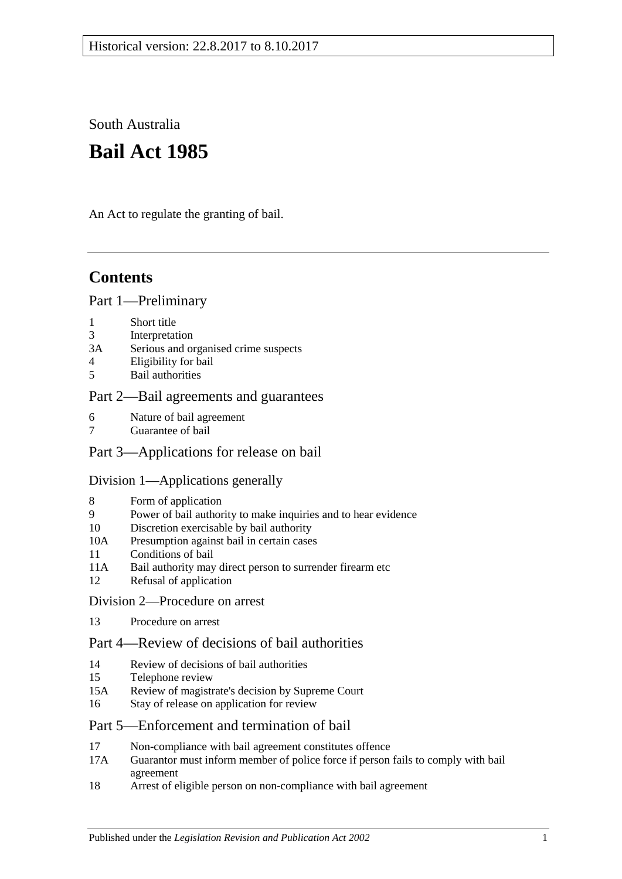Historical version: 22.8.2017 to 8.10.2017

South Australia

# Bail Act 1985

An Act to regulate the granting of bail.

## Contents

Part 1—Preliminary

- 1 Short title
- 3 Interpretation
- 3A Serious and organised crime suspects
- 4 Eligibility for bail
- 5 Bail authorities

Part 2—Bail agreements and guarantees

- 6 Nature of bail agreement
- 7 Guarantee of bail

Part 3—Applications for release on bail

Division 1—Applications generally

- 8 Form of application
- 9 Power of bail authority to make inquiries and to hear evidence
- 10 Discretion exercisable by bail authority
- 10A Presumption against bail in certain cases
- 11 Conditions of bail
- 11A Bail authority may direct person to surrender firearm etc
- 12 Refusal of application

Division 2—Procedure on arrest

- 13 Procedure on arrest

Part 4—Review of decisions of bail authorities

- 14 Review of decisions of bail authorities
- 15 Telephone review
- 15A Review of magistrate's decision by Supreme Court
- 16 Stay of release on application for review

Part 5—Enforcement and termination of bail

- 17 Non-compliance with bail agreement constitutes offence
- 17A Guarantor must inform member of police force if person fails to comply with bail agreement
- 18 Arrest of eligible person on non-compliance with bail agreement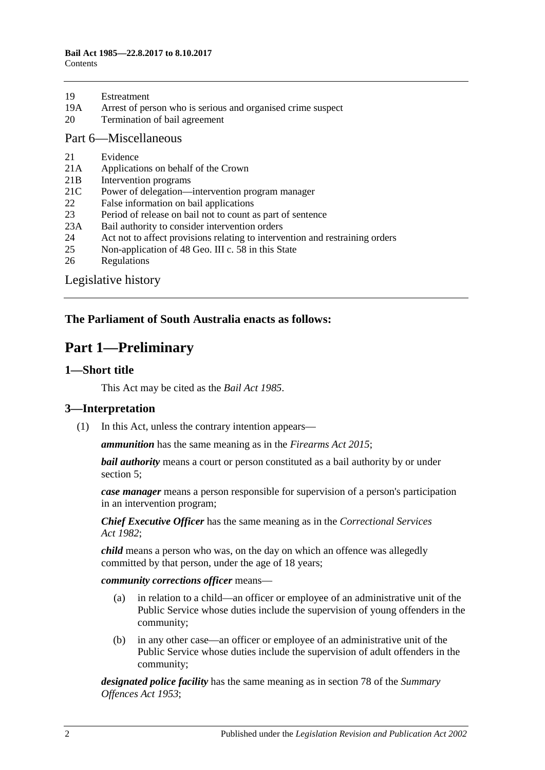19 Estreatment
19A Arrest of person who is serious and organised crime suspect
20 Termination of bail agreement

Part 6—Miscellaneous

21 Evidence
21A Applications on behalf of the Crown
21B Intervention programs
21C Power of delegation—intervention program manager
22 False information on bail applications
23 Period of release on bail not to count as part of sentence
23A Bail authority to consider intervention orders
24 Act not to affect provisions relating to intervention and restraining orders
25 Non-application of 48 Geo. III c. 58 in this State
26 Regulations

Legislative history

**The Parliament of South Australia enacts as follows:**

# Part 1—Preliminary

## 1—Short title

This Act may be cited as the *Bail Act 1985*.

## 3—Interpretation

(1) In this Act, unless the contrary intention appears—

***ammunition*** has the same meaning as in the *Firearms Act 2015*;

***bail authority*** means a court or person constituted as a bail authority by or under section 5;

***case manager*** means a person responsible for supervision of a person's participation in an intervention program;

***Chief Executive Officer*** has the same meaning as in the *Correctional Services Act 1982*;

***child*** means a person who was, on the day on which an offence was allegedly committed by that person, under the age of 18 years;

***community corrections officer*** means—

(a) in relation to a child—an officer or employee of an administrative unit of the Public Service whose duties include the supervision of young offenders in the community;

(b) in any other case—an officer or employee of an administrative unit of the Public Service whose duties include the supervision of adult offenders in the community;

***designated police facility*** has the same meaning as in section 78 of the *Summary Offences Act 1953*;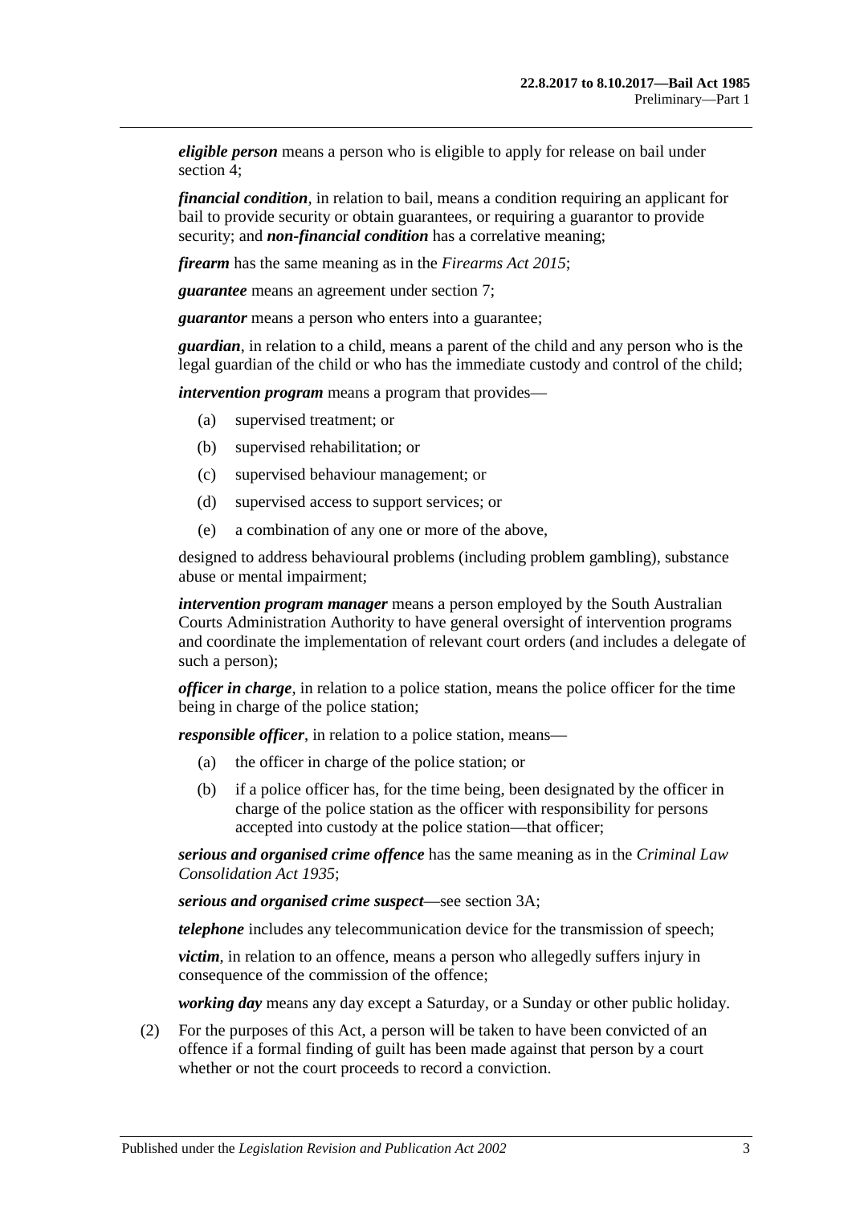***eligible person*** means a person who is eligible to apply for release on bail under section 4;

***financial condition***, in relation to bail, means a condition requiring an applicant for bail to provide security or obtain guarantees, or requiring a guarantor to provide security; and ***non-financial condition*** has a correlative meaning;

***firearm*** has the same meaning as in the *Firearms Act 2015*;

***guarantee*** means an agreement under section 7;

***guarantor*** means a person who enters into a guarantee;

***guardian***, in relation to a child, means a parent of the child and any person who is the legal guardian of the child or who has the immediate custody and control of the child;

***intervention program*** means a program that provides—

- (a) supervised treatment; or
- (b) supervised rehabilitation; or
- (c) supervised behaviour management; or
- (d) supervised access to support services; or
- (e) a combination of any one or more of the above,

designed to address behavioural problems (including problem gambling), substance abuse or mental impairment;

***intervention program manager*** means a person employed by the South Australian Courts Administration Authority to have general oversight of intervention programs and coordinate the implementation of relevant court orders (and includes a delegate of such a person);

***officer in charge***, in relation to a police station, means the police officer for the time being in charge of the police station;

***responsible officer***, in relation to a police station, means—

- (a) the officer in charge of the police station; or
- (b) if a police officer has, for the time being, been designated by the officer in charge of the police station as the officer with responsibility for persons accepted into custody at the police station—that officer;

***serious and organised crime offence*** has the same meaning as in the *Criminal Law Consolidation Act 1935*;

***serious and organised crime suspect***—see section 3A;

***telephone*** includes any telecommunication device for the transmission of speech;

***victim***, in relation to an offence, means a person who allegedly suffers injury in consequence of the commission of the offence;

***working day*** means any day except a Saturday, or a Sunday or other public holiday.

(2) For the purposes of this Act, a person will be taken to have been convicted of an offence if a formal finding of guilt has been made against that person by a court whether or not the court proceeds to record a conviction.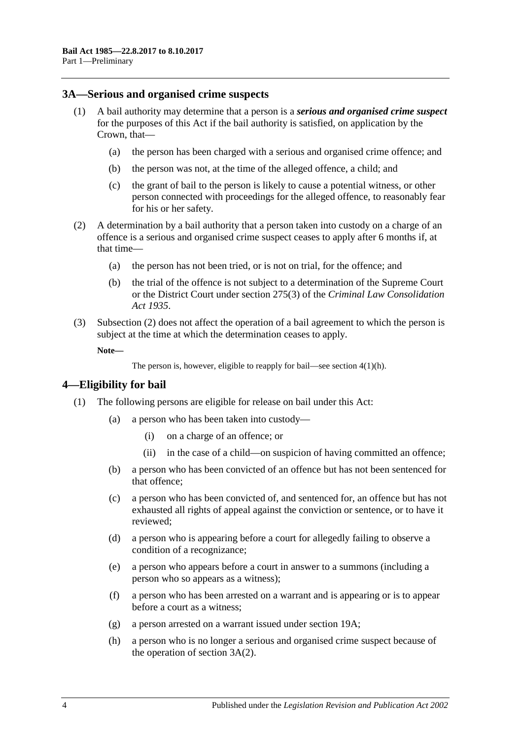## 3A—Serious and organised crime suspects

(1) A bail authority may determine that a person is a ***serious and organised crime suspect*** for the purposes of this Act if the bail authority is satisfied, on application by the Crown, that—

- (a) the person has been charged with a serious and organised crime offence; and
- (b) the person was not, at the time of the alleged offence, a child; and
- (c) the grant of bail to the person is likely to cause a potential witness, or other person connected with proceedings for the alleged offence, to reasonably fear for his or her safety.

(2) A determination by a bail authority that a person taken into custody on a charge of an offence is a serious and organised crime suspect ceases to apply after 6 months if, at that time—

- (a) the person has not been tried, or is not on trial, for the offence; and
- (b) the trial of the offence is not subject to a determination of the Supreme Court or the District Court under section 275(3) of the *Criminal Law Consolidation Act 1935*.

(3) Subsection (2) does not affect the operation of a bail agreement to which the person is subject at the time at which the determination ceases to apply.

**Note—**

The person is, however, eligible to reapply for bail—see section 4(1)(h).

## 4—Eligibility for bail

(1) The following persons are eligible for release on bail under this Act:

- (a) a person who has been taken into custody—
  - (i) on a charge of an offence; or
  - (ii) in the case of a child—on suspicion of having committed an offence;
- (b) a person who has been convicted of an offence but has not been sentenced for that offence;
- (c) a person who has been convicted of, and sentenced for, an offence but has not exhausted all rights of appeal against the conviction or sentence, or to have it reviewed;
- (d) a person who is appearing before a court for allegedly failing to observe a condition of a recognizance;
- (e) a person who appears before a court in answer to a summons (including a person who so appears as a witness);
- (f) a person who has been arrested on a warrant and is appearing or is to appear before a court as a witness;
- (g) a person arrested on a warrant issued under section 19A;
- (h) a person who is no longer a serious and organised crime suspect because of the operation of section 3A(2).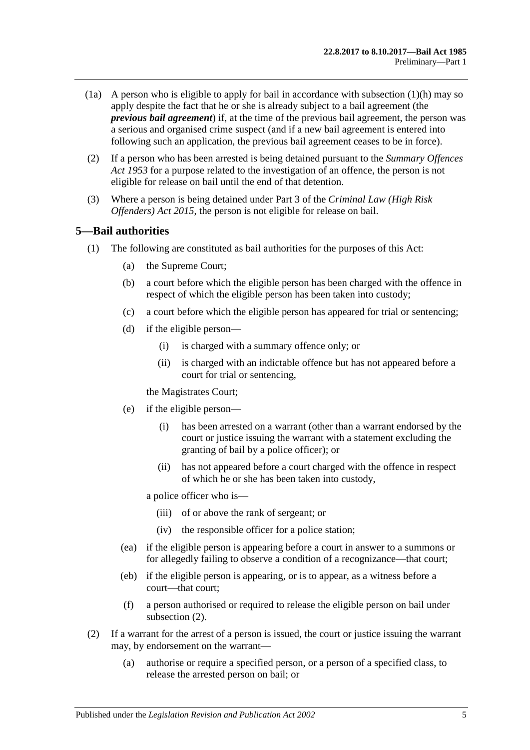(1a) A person who is eligible to apply for bail in accordance with subsection (1)(h) may so apply despite the fact that he or she is already subject to a bail agreement (the ***previous bail agreement***) if, at the time of the previous bail agreement, the person was a serious and organised crime suspect (and if a new bail agreement is entered into following such an application, the previous bail agreement ceases to be in force).

(2) If a person who has been arrested is being detained pursuant to the *Summary Offences Act 1953* for a purpose related to the investigation of an offence, the person is not eligible for release on bail until the end of that detention.

(3) Where a person is being detained under Part 3 of the *Criminal Law (High Risk Offenders) Act 2015*, the person is not eligible for release on bail.

## 5—Bail authorities

(1) The following are constituted as bail authorities for the purposes of this Act:

- (a) the Supreme Court;
- (b) a court before which the eligible person has been charged with the offence in respect of which the eligible person has been taken into custody;
- (c) a court before which the eligible person has appeared for trial or sentencing;
- (d) if the eligible person—
  - (i) is charged with a summary offence only; or
  - (ii) is charged with an indictable offence but has not appeared before a court for trial or sentencing,

  the Magistrates Court;
- (e) if the eligible person—
  - (i) has been arrested on a warrant (other than a warrant endorsed by the court or justice issuing the warrant with a statement excluding the granting of bail by a police officer); or
  - (ii) has not appeared before a court charged with the offence in respect of which he or she has been taken into custody,

  a police officer who is—
  - (iii) of or above the rank of sergeant; or
  - (iv) the responsible officer for a police station;
- (ea) if the eligible person is appearing before a court in answer to a summons or for allegedly failing to observe a condition of a recognizance—that court;
- (eb) if the eligible person is appearing, or is to appear, as a witness before a court—that court;
- (f) a person authorised or required to release the eligible person on bail under subsection (2).

(2) If a warrant for the arrest of a person is issued, the court or justice issuing the warrant may, by endorsement on the warrant—

- (a) authorise or require a specified person, or a person of a specified class, to release the arrested person on bail; or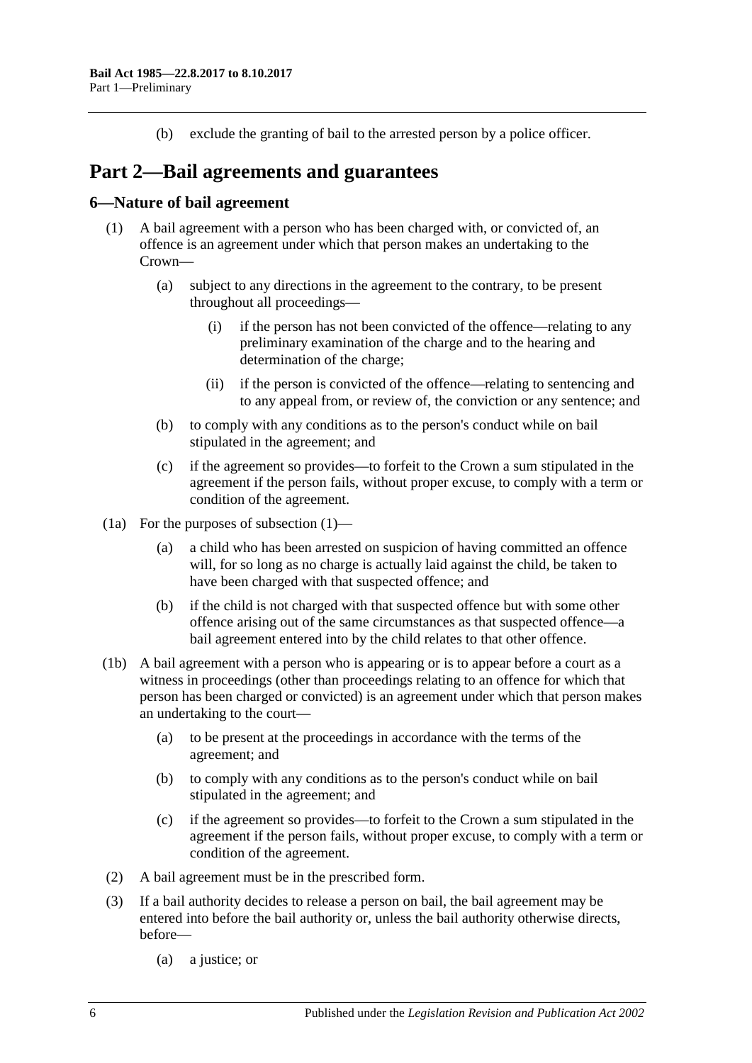(b) exclude the granting of bail to the arrested person by a police officer.

# Part 2—Bail agreements and guarantees

## 6—Nature of bail agreement

(1) A bail agreement with a person who has been charged with, or convicted of, an offence is an agreement under which that person makes an undertaking to the Crown—

  (a) subject to any directions in the agreement to the contrary, to be present throughout all proceedings—

    (i) if the person has not been convicted of the offence—relating to any preliminary examination of the charge and to the hearing and determination of the charge;

    (ii) if the person is convicted of the offence—relating to sentencing and to any appeal from, or review of, the conviction or any sentence; and

  (b) to comply with any conditions as to the person's conduct while on bail stipulated in the agreement; and

  (c) if the agreement so provides—to forfeit to the Crown a sum stipulated in the agreement if the person fails, without proper excuse, to comply with a term or condition of the agreement.

(1a) For the purposes of subsection (1)—

  (a) a child who has been arrested on suspicion of having committed an offence will, for so long as no charge is actually laid against the child, be taken to have been charged with that suspected offence; and

  (b) if the child is not charged with that suspected offence but with some other offence arising out of the same circumstances as that suspected offence—a bail agreement entered into by the child relates to that other offence.

(1b) A bail agreement with a person who is appearing or is to appear before a court as a witness in proceedings (other than proceedings relating to an offence for which that person has been charged or convicted) is an agreement under which that person makes an undertaking to the court—

  (a) to be present at the proceedings in accordance with the terms of the agreement; and

  (b) to comply with any conditions as to the person's conduct while on bail stipulated in the agreement; and

  (c) if the agreement so provides—to forfeit to the Crown a sum stipulated in the agreement if the person fails, without proper excuse, to comply with a term or condition of the agreement.

(2) A bail agreement must be in the prescribed form.

(3) If a bail authority decides to release a person on bail, the bail agreement may be entered into before the bail authority or, unless the bail authority otherwise directs, before—

  (a) a justice; or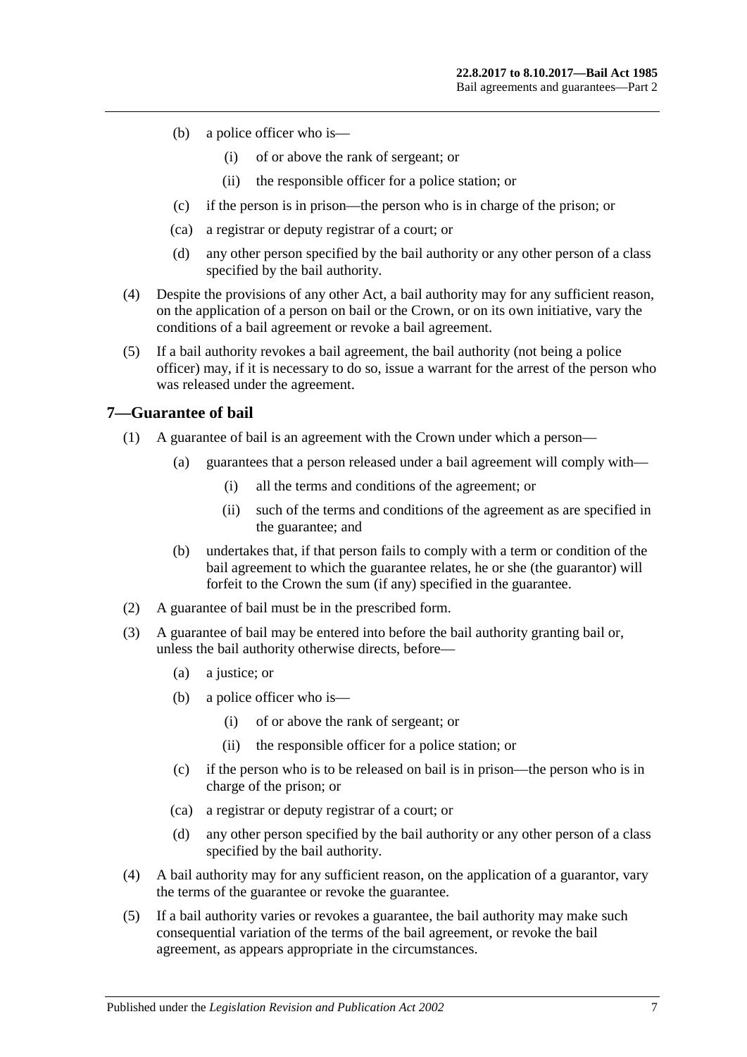(b) a police officer who is—

(i) of or above the rank of sergeant; or

(ii) the responsible officer for a police station; or

(c) if the person is in prison—the person who is in charge of the prison; or

(ca) a registrar or deputy registrar of a court; or

(d) any other person specified by the bail authority or any other person of a class specified by the bail authority.

(4) Despite the provisions of any other Act, a bail authority may for any sufficient reason, on the application of a person on bail or the Crown, or on its own initiative, vary the conditions of a bail agreement or revoke a bail agreement.

(5) If a bail authority revokes a bail agreement, the bail authority (not being a police officer) may, if it is necessary to do so, issue a warrant for the arrest of the person who was released under the agreement.

## 7—Guarantee of bail

(1) A guarantee of bail is an agreement with the Crown under which a person—

(a) guarantees that a person released under a bail agreement will comply with—

(i) all the terms and conditions of the agreement; or

(ii) such of the terms and conditions of the agreement as are specified in the guarantee; and

(b) undertakes that, if that person fails to comply with a term or condition of the bail agreement to which the guarantee relates, he or she (the guarantor) will forfeit to the Crown the sum (if any) specified in the guarantee.

(2) A guarantee of bail must be in the prescribed form.

(3) A guarantee of bail may be entered into before the bail authority granting bail or, unless the bail authority otherwise directs, before—

(a) a justice; or

(b) a police officer who is—

(i) of or above the rank of sergeant; or

(ii) the responsible officer for a police station; or

(c) if the person who is to be released on bail is in prison—the person who is in charge of the prison; or

(ca) a registrar or deputy registrar of a court; or

(d) any other person specified by the bail authority or any other person of a class specified by the bail authority.

(4) A bail authority may for any sufficient reason, on the application of a guarantor, vary the terms of the guarantee or revoke the guarantee.

(5) If a bail authority varies or revokes a guarantee, the bail authority may make such consequential variation of the terms of the bail agreement, or revoke the bail agreement, as appears appropriate in the circumstances.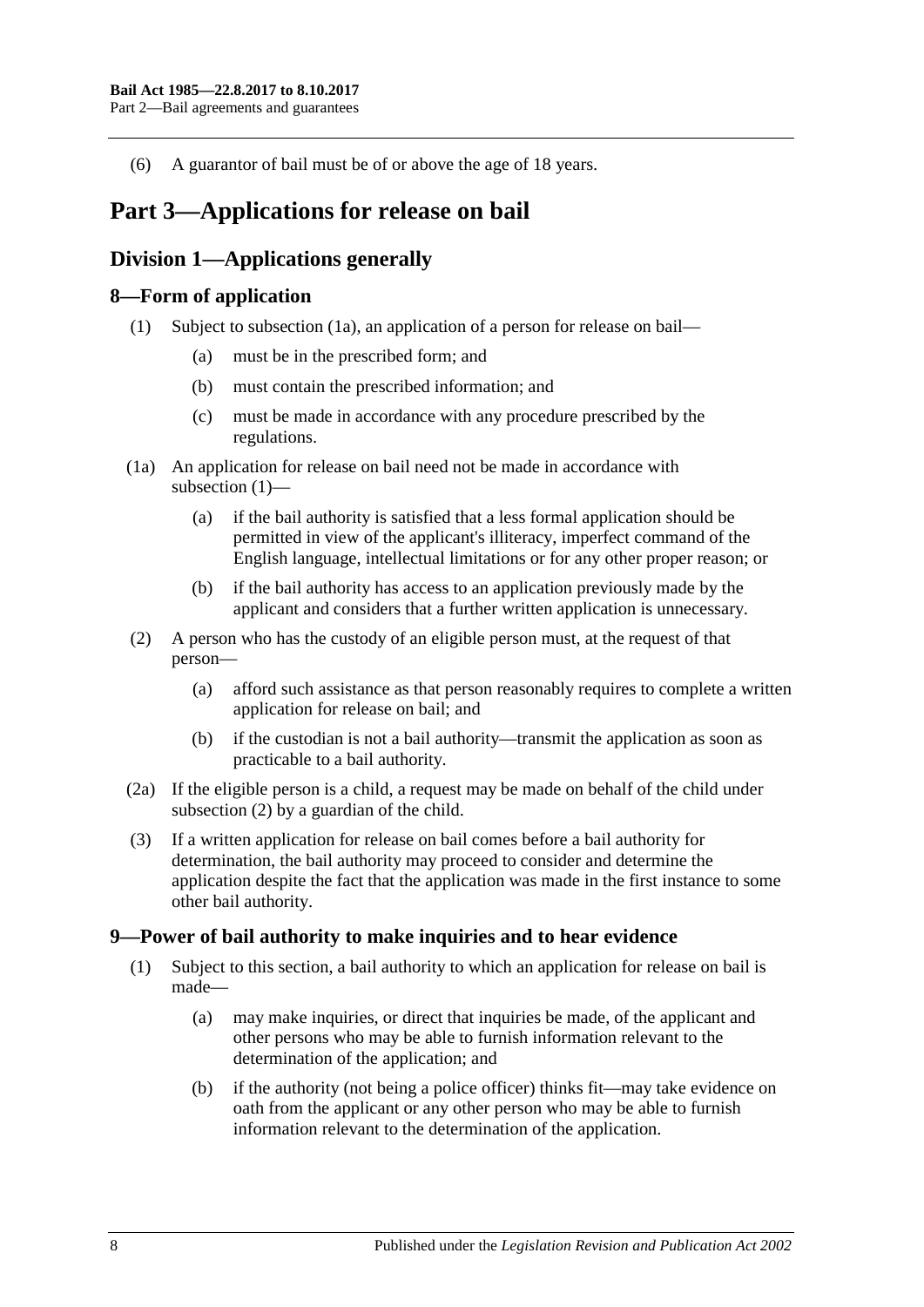(6) A guarantor of bail must be of or above the age of 18 years.

# Part 3—Applications for release on bail

## Division 1—Applications generally

### 8—Form of application

(1) Subject to subsection (1a), an application of a person for release on bail—

(a) must be in the prescribed form; and

(b) must contain the prescribed information; and

(c) must be made in accordance with any procedure prescribed by the regulations.

(1a) An application for release on bail need not be made in accordance with subsection (1)—

(a) if the bail authority is satisfied that a less formal application should be permitted in view of the applicant's illiteracy, imperfect command of the English language, intellectual limitations or for any other proper reason; or

(b) if the bail authority has access to an application previously made by the applicant and considers that a further written application is unnecessary.

(2) A person who has the custody of an eligible person must, at the request of that person—

(a) afford such assistance as that person reasonably requires to complete a written application for release on bail; and

(b) if the custodian is not a bail authority—transmit the application as soon as practicable to a bail authority.

(2a) If the eligible person is a child, a request may be made on behalf of the child under subsection (2) by a guardian of the child.

(3) If a written application for release on bail comes before a bail authority for determination, the bail authority may proceed to consider and determine the application despite the fact that the application was made in the first instance to some other bail authority.

### 9—Power of bail authority to make inquiries and to hear evidence

(1) Subject to this section, a bail authority to which an application for release on bail is made—

(a) may make inquiries, or direct that inquiries be made, of the applicant and other persons who may be able to furnish information relevant to the determination of the application; and

(b) if the authority (not being a police officer) thinks fit—may take evidence on oath from the applicant or any other person who may be able to furnish information relevant to the determination of the application.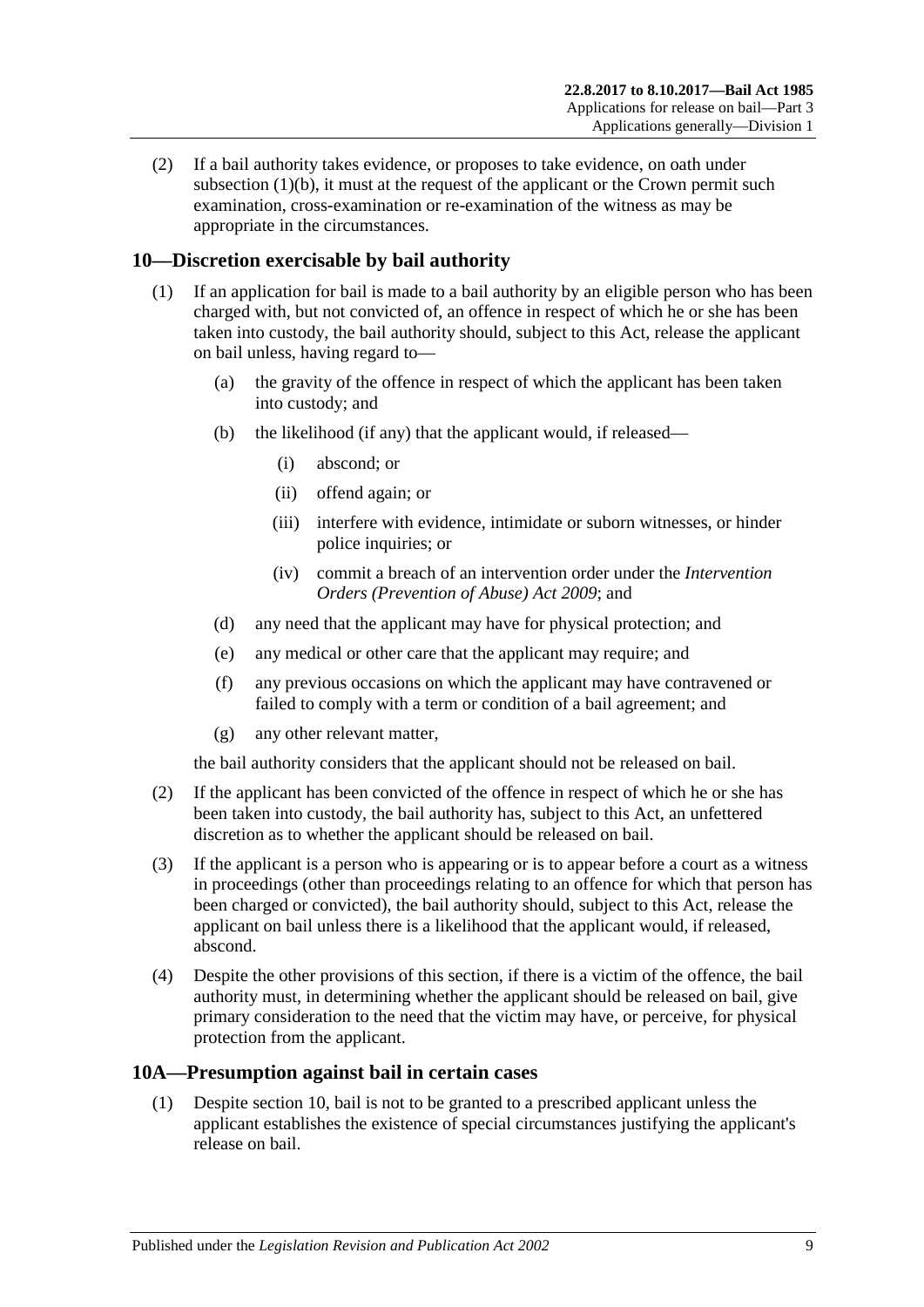(2) If a bail authority takes evidence, or proposes to take evidence, on oath under subsection (1)(b), it must at the request of the applicant or the Crown permit such examination, cross-examination or re-examination of the witness as may be appropriate in the circumstances.

## 10—Discretion exercisable by bail authority

(1) If an application for bail is made to a bail authority by an eligible person who has been charged with, but not convicted of, an offence in respect of which he or she has been taken into custody, the bail authority should, subject to this Act, release the applicant on bail unless, having regard to—

(a) the gravity of the offence in respect of which the applicant has been taken into custody; and

(b) the likelihood (if any) that the applicant would, if released—

(i) abscond; or

(ii) offend again; or

(iii) interfere with evidence, intimidate or suborn witnesses, or hinder police inquiries; or

(iv) commit a breach of an intervention order under the *Intervention Orders (Prevention of Abuse) Act 2009*; and

(d) any need that the applicant may have for physical protection; and

(e) any medical or other care that the applicant may require; and

(f) any previous occasions on which the applicant may have contravened or failed to comply with a term or condition of a bail agreement; and

(g) any other relevant matter,

the bail authority considers that the applicant should not be released on bail.

(2) If the applicant has been convicted of the offence in respect of which he or she has been taken into custody, the bail authority has, subject to this Act, an unfettered discretion as to whether the applicant should be released on bail.

(3) If the applicant is a person who is appearing or is to appear before a court as a witness in proceedings (other than proceedings relating to an offence for which that person has been charged or convicted), the bail authority should, subject to this Act, release the applicant on bail unless there is a likelihood that the applicant would, if released, abscond.

(4) Despite the other provisions of this section, if there is a victim of the offence, the bail authority must, in determining whether the applicant should be released on bail, give primary consideration to the need that the victim may have, or perceive, for physical protection from the applicant.

## 10A—Presumption against bail in certain cases

(1) Despite section 10, bail is not to be granted to a prescribed applicant unless the applicant establishes the existence of special circumstances justifying the applicant's release on bail.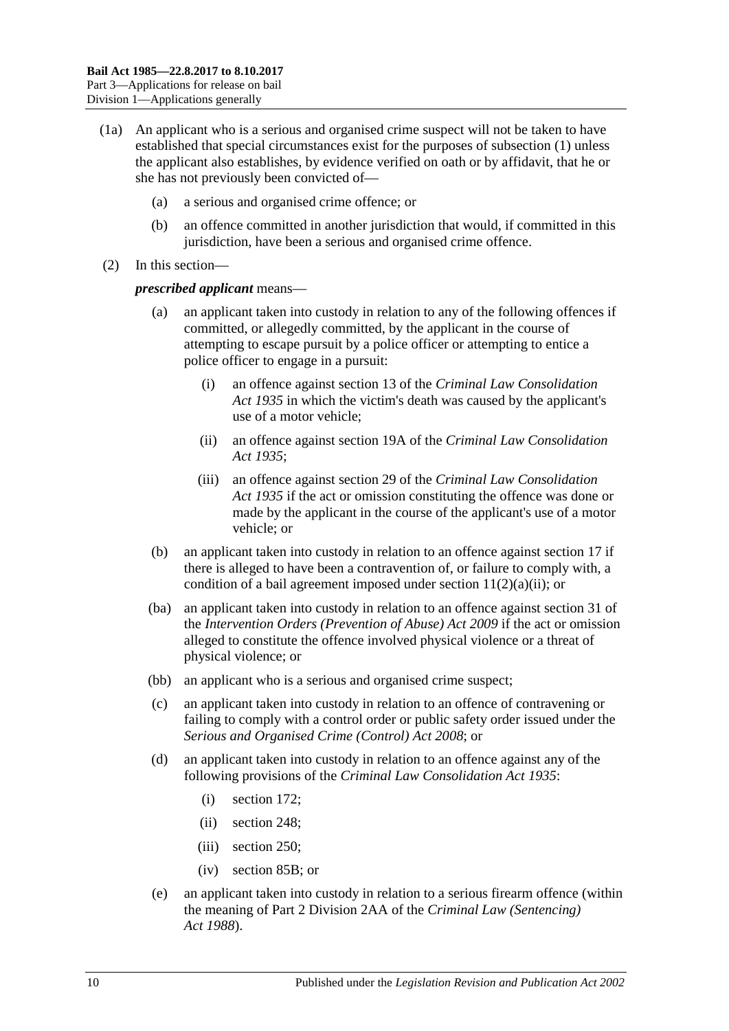(1a) An applicant who is a serious and organised crime suspect will not be taken to have established that special circumstances exist for the purposes of subsection (1) unless the applicant also establishes, by evidence verified on oath or by affidavit, that he or she has not previously been convicted of—

- (a) a serious and organised crime offence; or
- (b) an offence committed in another jurisdiction that would, if committed in this jurisdiction, have been a serious and organised crime offence.

(2) In this section—

***prescribed applicant*** means—

- (a) an applicant taken into custody in relation to any of the following offences if committed, or allegedly committed, by the applicant in the course of attempting to escape pursuit by a police officer or attempting to entice a police officer to engage in a pursuit:
  - (i) an offence against section 13 of the *Criminal Law Consolidation Act 1935* in which the victim's death was caused by the applicant's use of a motor vehicle;
  - (ii) an offence against section 19A of the *Criminal Law Consolidation Act 1935*;
  - (iii) an offence against section 29 of the *Criminal Law Consolidation Act 1935* if the act or omission constituting the offence was done or made by the applicant in the course of the applicant's use of a motor vehicle; or
- (b) an applicant taken into custody in relation to an offence against section 17 if there is alleged to have been a contravention of, or failure to comply with, a condition of a bail agreement imposed under section 11(2)(a)(ii); or
- (ba) an applicant taken into custody in relation to an offence against section 31 of the *Intervention Orders (Prevention of Abuse) Act 2009* if the act or omission alleged to constitute the offence involved physical violence or a threat of physical violence; or
- (bb) an applicant who is a serious and organised crime suspect;
- (c) an applicant taken into custody in relation to an offence of contravening or failing to comply with a control order or public safety order issued under the *Serious and Organised Crime (Control) Act 2008*; or
- (d) an applicant taken into custody in relation to an offence against any of the following provisions of the *Criminal Law Consolidation Act 1935*:
  - (i) section 172;
  - (ii) section 248;
  - (iii) section 250;
  - (iv) section 85B; or
- (e) an applicant taken into custody in relation to a serious firearm offence (within the meaning of Part 2 Division 2AA of the *Criminal Law (Sentencing) Act 1988*).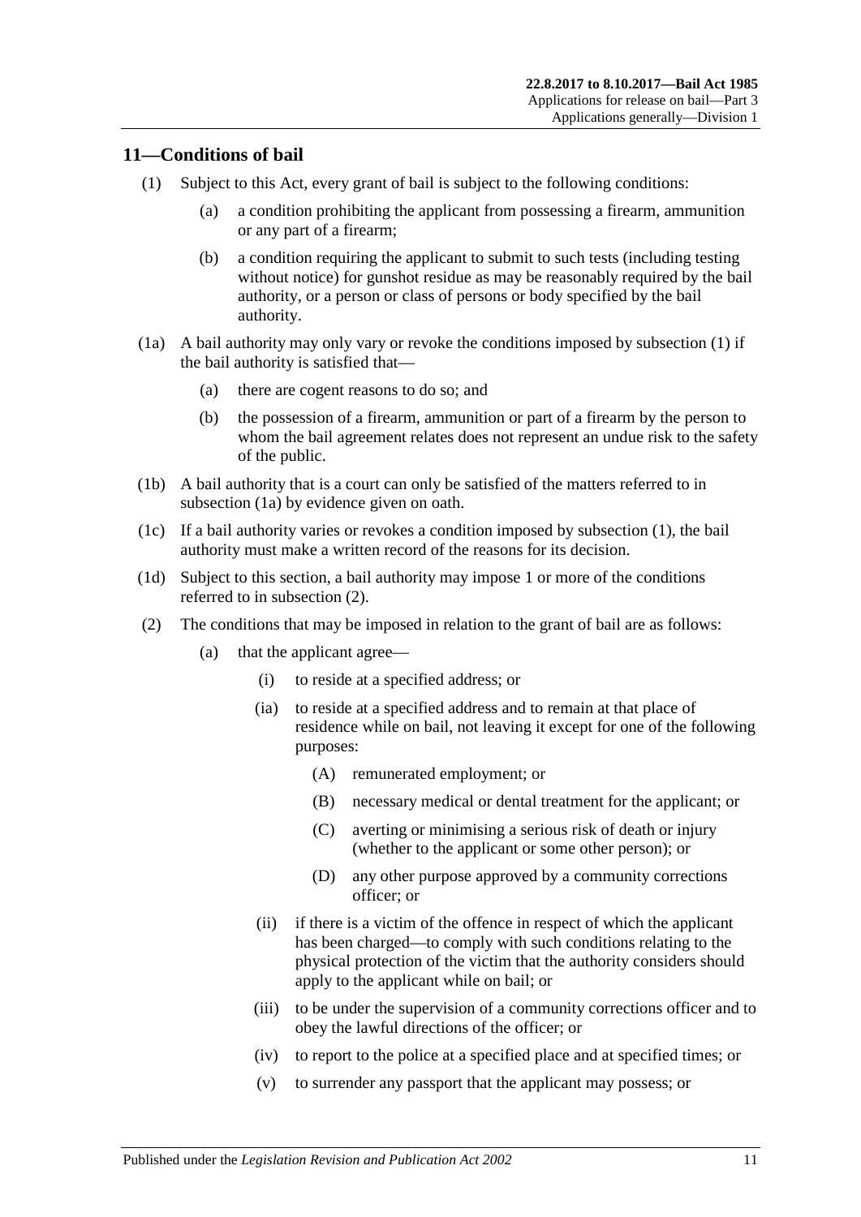## 11—Conditions of bail

(1) Subject to this Act, every grant of bail is subject to the following conditions:

(a) a condition prohibiting the applicant from possessing a firearm, ammunition or any part of a firearm;

(b) a condition requiring the applicant to submit to such tests (including testing without notice) for gunshot residue as may be reasonably required by the bail authority, or a person or class of persons or body specified by the bail authority.

(1a) A bail authority may only vary or revoke the conditions imposed by subsection (1) if the bail authority is satisfied that—

(a) there are cogent reasons to do so; and

(b) the possession of a firearm, ammunition or part of a firearm by the person to whom the bail agreement relates does not represent an undue risk to the safety of the public.

(1b) A bail authority that is a court can only be satisfied of the matters referred to in subsection (1a) by evidence given on oath.

(1c) If a bail authority varies or revokes a condition imposed by subsection (1), the bail authority must make a written record of the reasons for its decision.

(1d) Subject to this section, a bail authority may impose 1 or more of the conditions referred to in subsection (2).

(2) The conditions that may be imposed in relation to the grant of bail are as follows:

(a) that the applicant agree—

(i) to reside at a specified address; or

(ia) to reside at a specified address and to remain at that place of residence while on bail, not leaving it except for one of the following purposes:

(A) remunerated employment; or

(B) necessary medical or dental treatment for the applicant; or

(C) averting or minimising a serious risk of death or injury (whether to the applicant or some other person); or

(D) any other purpose approved by a community corrections officer; or

(ii) if there is a victim of the offence in respect of which the applicant has been charged—to comply with such conditions relating to the physical protection of the victim that the authority considers should apply to the applicant while on bail; or

(iii) to be under the supervision of a community corrections officer and to obey the lawful directions of the officer; or

(iv) to report to the police at a specified place and at specified times; or

(v) to surrender any passport that the applicant may possess; or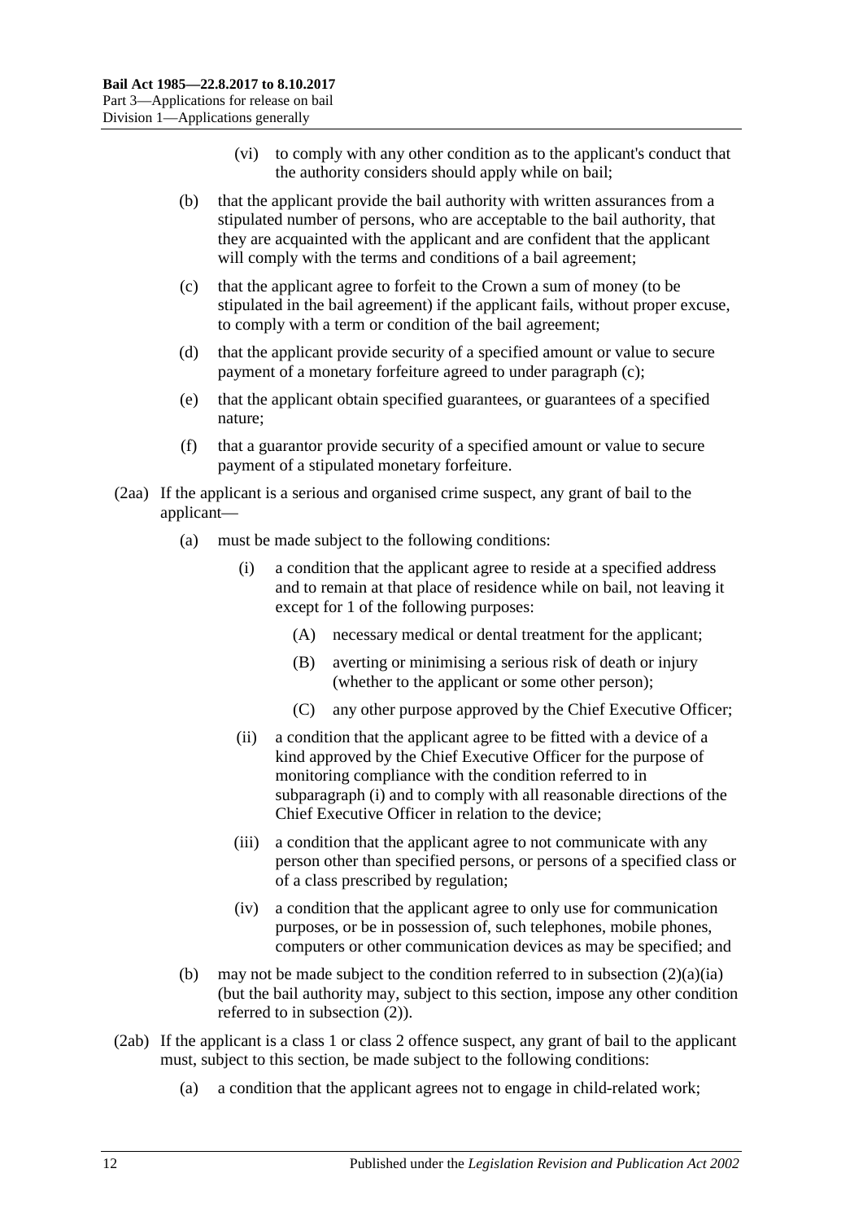(vi) to comply with any other condition as to the applicant's conduct that the authority considers should apply while on bail;

(b) that the applicant provide the bail authority with written assurances from a stipulated number of persons, who are acceptable to the bail authority, that they are acquainted with the applicant and are confident that the applicant will comply with the terms and conditions of a bail agreement;

(c) that the applicant agree to forfeit to the Crown a sum of money (to be stipulated in the bail agreement) if the applicant fails, without proper excuse, to comply with a term or condition of the bail agreement;

(d) that the applicant provide security of a specified amount or value to secure payment of a monetary forfeiture agreed to under paragraph (c);

(e) that the applicant obtain specified guarantees, or guarantees of a specified nature;

(f) that a guarantor provide security of a specified amount or value to secure payment of a stipulated monetary forfeiture.

(2aa) If the applicant is a serious and organised crime suspect, any grant of bail to the applicant—

(a) must be made subject to the following conditions:

(i) a condition that the applicant agree to reside at a specified address and to remain at that place of residence while on bail, not leaving it except for 1 of the following purposes:

(A) necessary medical or dental treatment for the applicant;

(B) averting or minimising a serious risk of death or injury (whether to the applicant or some other person);

(C) any other purpose approved by the Chief Executive Officer;

(ii) a condition that the applicant agree to be fitted with a device of a kind approved by the Chief Executive Officer for the purpose of monitoring compliance with the condition referred to in subparagraph (i) and to comply with all reasonable directions of the Chief Executive Officer in relation to the device;

(iii) a condition that the applicant agree to not communicate with any person other than specified persons, or persons of a specified class or of a class prescribed by regulation;

(iv) a condition that the applicant agree to only use for communication purposes, or be in possession of, such telephones, mobile phones, computers or other communication devices as may be specified; and

(b) may not be made subject to the condition referred to in subsection (2)(a)(ia) (but the bail authority may, subject to this section, impose any other condition referred to in subsection (2)).

(2ab) If the applicant is a class 1 or class 2 offence suspect, any grant of bail to the applicant must, subject to this section, be made subject to the following conditions:

(a) a condition that the applicant agrees not to engage in child-related work;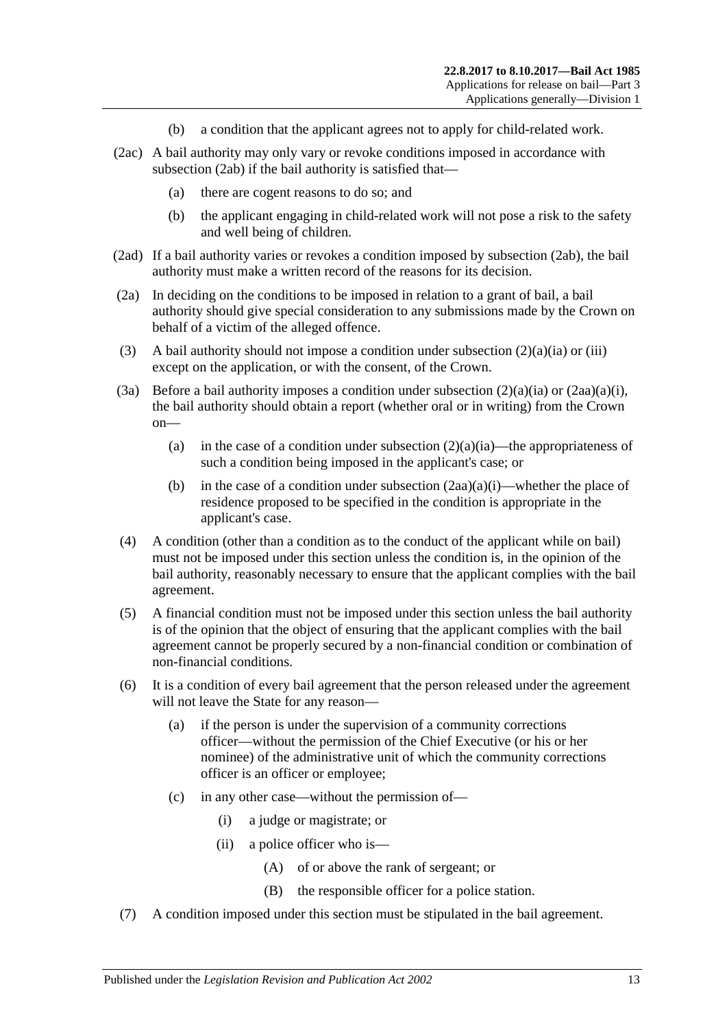(b) a condition that the applicant agrees not to apply for child-related work.

(2ac) A bail authority may only vary or revoke conditions imposed in accordance with subsection (2ab) if the bail authority is satisfied that—

(a) there are cogent reasons to do so; and

(b) the applicant engaging in child-related work will not pose a risk to the safety and well being of children.

(2ad) If a bail authority varies or revokes a condition imposed by subsection (2ab), the bail authority must make a written record of the reasons for its decision.

(2a) In deciding on the conditions to be imposed in relation to a grant of bail, a bail authority should give special consideration to any submissions made by the Crown on behalf of a victim of the alleged offence.

(3) A bail authority should not impose a condition under subsection (2)(a)(ia) or (iii) except on the application, or with the consent, of the Crown.

(3a) Before a bail authority imposes a condition under subsection (2)(a)(ia) or (2aa)(a)(i), the bail authority should obtain a report (whether oral or in writing) from the Crown on—

(a) in the case of a condition under subsection (2)(a)(ia)—the appropriateness of such a condition being imposed in the applicant's case; or

(b) in the case of a condition under subsection (2aa)(a)(i)—whether the place of residence proposed to be specified in the condition is appropriate in the applicant's case.

(4) A condition (other than a condition as to the conduct of the applicant while on bail) must not be imposed under this section unless the condition is, in the opinion of the bail authority, reasonably necessary to ensure that the applicant complies with the bail agreement.

(5) A financial condition must not be imposed under this section unless the bail authority is of the opinion that the object of ensuring that the applicant complies with the bail agreement cannot be properly secured by a non-financial condition or combination of non-financial conditions.

(6) It is a condition of every bail agreement that the person released under the agreement will not leave the State for any reason—

(a) if the person is under the supervision of a community corrections officer—without the permission of the Chief Executive (or his or her nominee) of the administrative unit of which the community corrections officer is an officer or employee;

(c) in any other case—without the permission of—

(i) a judge or magistrate; or

(ii) a police officer who is—

(A) of or above the rank of sergeant; or

(B) the responsible officer for a police station.

(7) A condition imposed under this section must be stipulated in the bail agreement.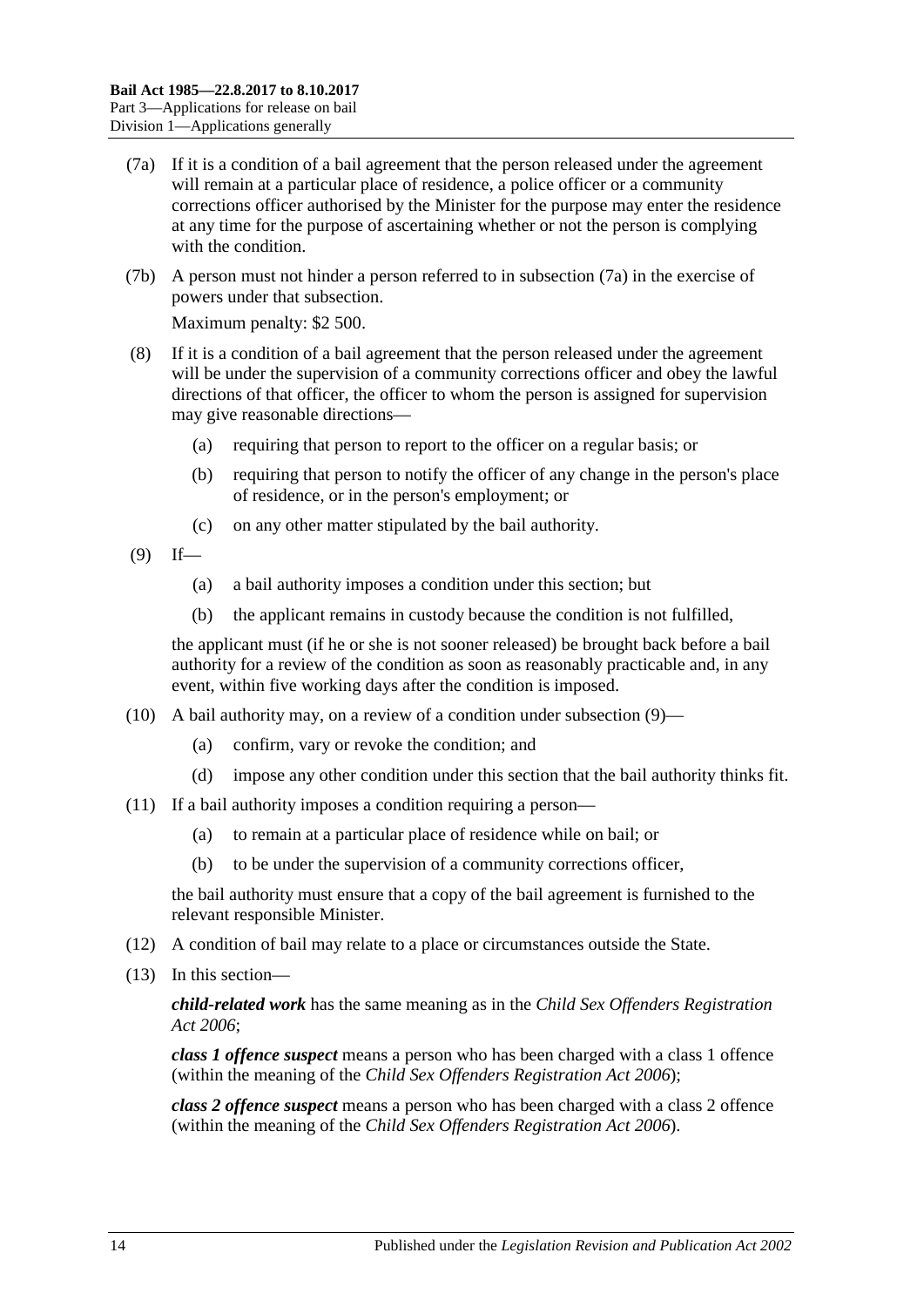(7a) If it is a condition of a bail agreement that the person released under the agreement will remain at a particular place of residence, a police officer or a community corrections officer authorised by the Minister for the purpose may enter the residence at any time for the purpose of ascertaining whether or not the person is complying with the condition.

(7b) A person must not hinder a person referred to in subsection (7a) in the exercise of powers under that subsection.

Maximum penalty: $2 500.

(8) If it is a condition of a bail agreement that the person released under the agreement will be under the supervision of a community corrections officer and obey the lawful directions of that officer, the officer to whom the person is assigned for supervision may give reasonable directions—

- (a) requiring that person to report to the officer on a regular basis; or
- (b) requiring that person to notify the officer of any change in the person's place of residence, or in the person's employment; or
- (c) on any other matter stipulated by the bail authority.

(9) If—

- (a) a bail authority imposes a condition under this section; but
- (b) the applicant remains in custody because the condition is not fulfilled,

the applicant must (if he or she is not sooner released) be brought back before a bail authority for a review of the condition as soon as reasonably practicable and, in any event, within five working days after the condition is imposed.

(10) A bail authority may, on a review of a condition under subsection (9)—

- (a) confirm, vary or revoke the condition; and
- (d) impose any other condition under this section that the bail authority thinks fit.

(11) If a bail authority imposes a condition requiring a person—

- (a) to remain at a particular place of residence while on bail; or
- (b) to be under the supervision of a community corrections officer,

the bail authority must ensure that a copy of the bail agreement is furnished to the relevant responsible Minister.

(12) A condition of bail may relate to a place or circumstances outside the State.

(13) In this section—

***child-related work*** has the same meaning as in the *Child Sex Offenders Registration Act 2006*;

***class 1 offence suspect*** means a person who has been charged with a class 1 offence (within the meaning of the *Child Sex Offenders Registration Act 2006*);

***class 2 offence suspect*** means a person who has been charged with a class 2 offence (within the meaning of the *Child Sex Offenders Registration Act 2006*).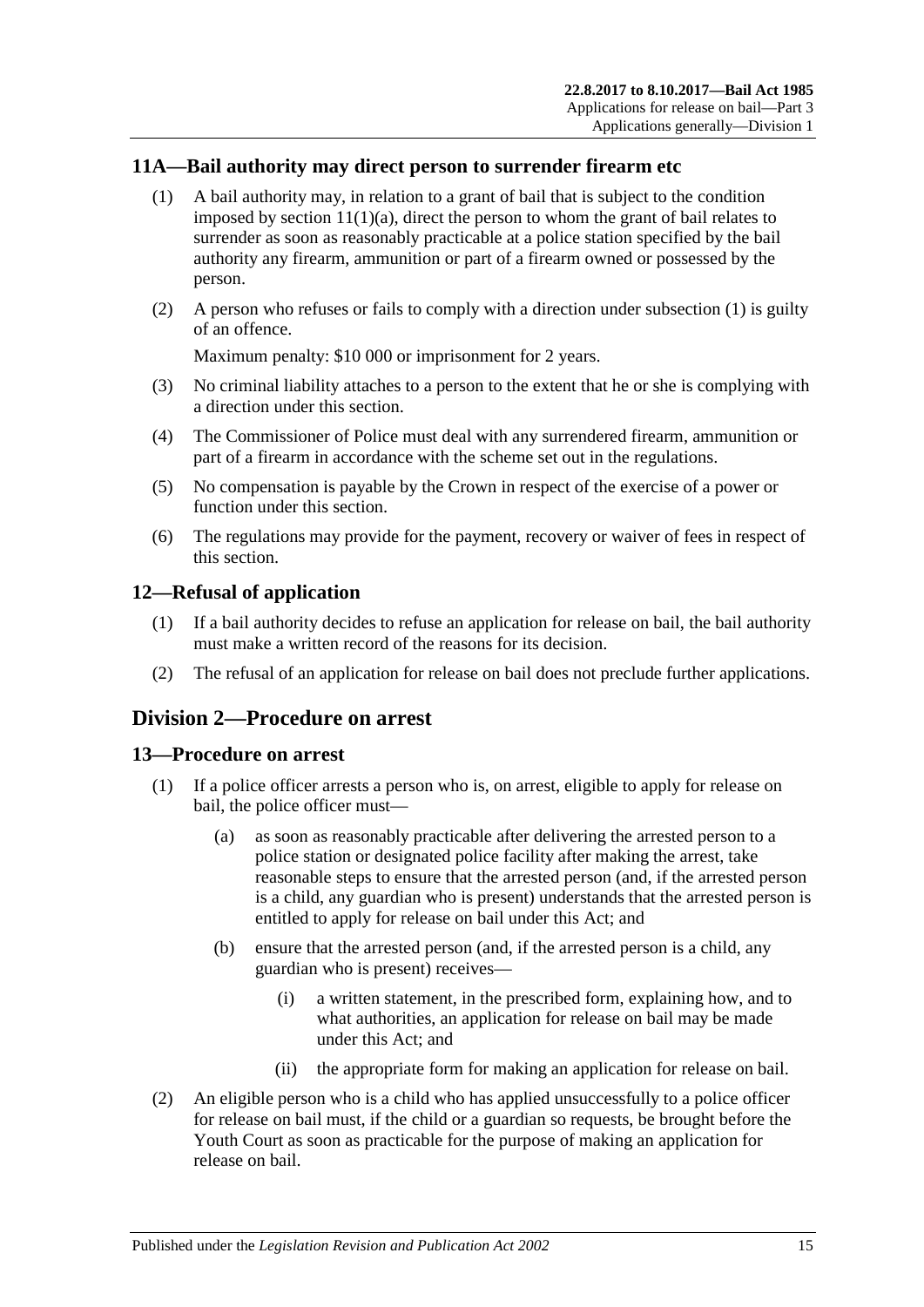## 11A—Bail authority may direct person to surrender firearm etc

(1) A bail authority may, in relation to a grant of bail that is subject to the condition imposed by section 11(1)(a), direct the person to whom the grant of bail relates to surrender as soon as reasonably practicable at a police station specified by the bail authority any firearm, ammunition or part of a firearm owned or possessed by the person.

(2) A person who refuses or fails to comply with a direction under subsection (1) is guilty of an offence.

Maximum penalty: $10 000 or imprisonment for 2 years.

(3) No criminal liability attaches to a person to the extent that he or she is complying with a direction under this section.

(4) The Commissioner of Police must deal with any surrendered firearm, ammunition or part of a firearm in accordance with the scheme set out in the regulations.

(5) No compensation is payable by the Crown in respect of the exercise of a power or function under this section.

(6) The regulations may provide for the payment, recovery or waiver of fees in respect of this section.

## 12—Refusal of application

(1) If a bail authority decides to refuse an application for release on bail, the bail authority must make a written record of the reasons for its decision.

(2) The refusal of an application for release on bail does not preclude further applications.

# Division 2—Procedure on arrest

## 13—Procedure on arrest

(1) If a police officer arrests a person who is, on arrest, eligible to apply for release on bail, the police officer must—

(a) as soon as reasonably practicable after delivering the arrested person to a police station or designated police facility after making the arrest, take reasonable steps to ensure that the arrested person (and, if the arrested person is a child, any guardian who is present) understands that the arrested person is entitled to apply for release on bail under this Act; and

(b) ensure that the arrested person (and, if the arrested person is a child, any guardian who is present) receives—

(i) a written statement, in the prescribed form, explaining how, and to what authorities, an application for release on bail may be made under this Act; and

(ii) the appropriate form for making an application for release on bail.

(2) An eligible person who is a child who has applied unsuccessfully to a police officer for release on bail must, if the child or a guardian so requests, be brought before the Youth Court as soon as practicable for the purpose of making an application for release on bail.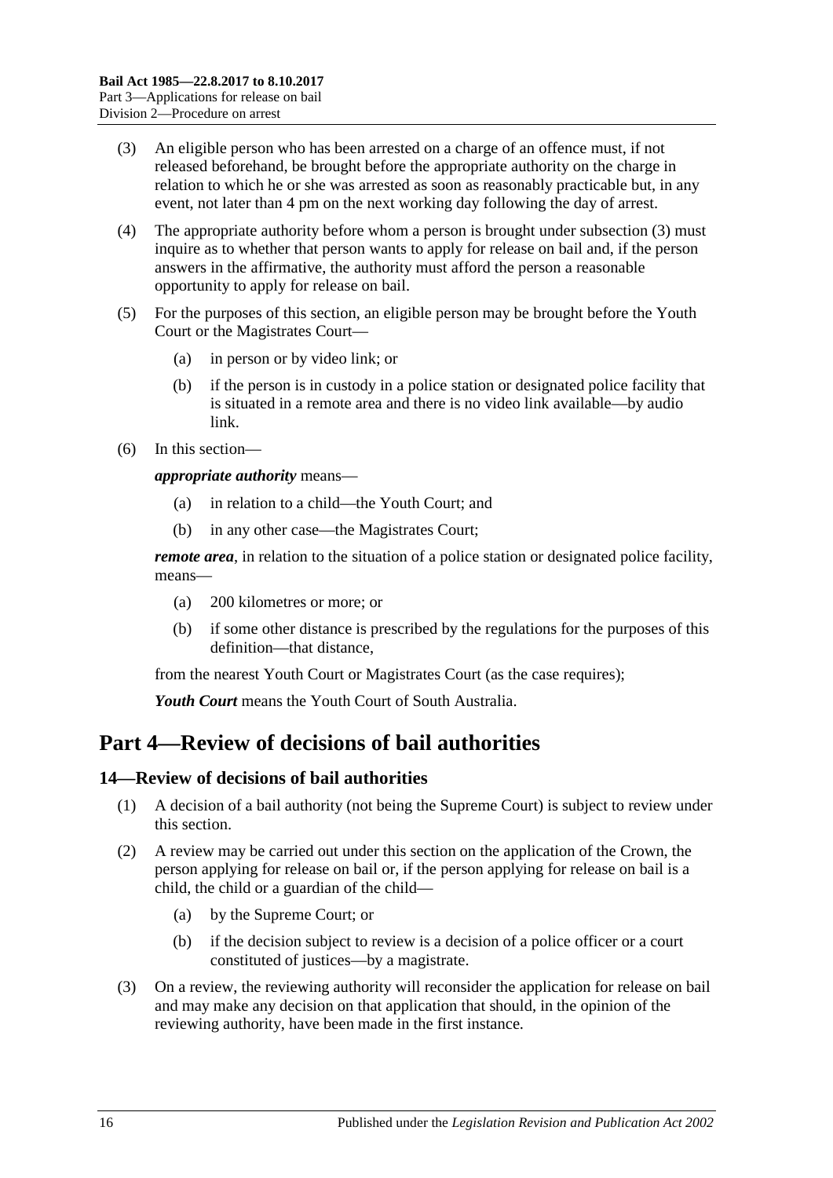(3) An eligible person who has been arrested on a charge of an offence must, if not released beforehand, be brought before the appropriate authority on the charge in relation to which he or she was arrested as soon as reasonably practicable but, in any event, not later than 4 pm on the next working day following the day of arrest.

(4) The appropriate authority before whom a person is brought under subsection (3) must inquire as to whether that person wants to apply for release on bail and, if the person answers in the affirmative, the authority must afford the person a reasonable opportunity to apply for release on bail.

(5) For the purposes of this section, an eligible person may be brought before the Youth Court or the Magistrates Court—

(a) in person or by video link; or

(b) if the person is in custody in a police station or designated police facility that is situated in a remote area and there is no video link available—by audio link.

(6) In this section—

***appropriate authority*** means—

(a) in relation to a child—the Youth Court; and

(b) in any other case—the Magistrates Court;

***remote area***, in relation to the situation of a police station or designated police facility, means—

(a) 200 kilometres or more; or

(b) if some other distance is prescribed by the regulations for the purposes of this definition—that distance,

from the nearest Youth Court or Magistrates Court (as the case requires);

***Youth Court*** means the Youth Court of South Australia.

# Part 4—Review of decisions of bail authorities

## 14—Review of decisions of bail authorities

(1) A decision of a bail authority (not being the Supreme Court) is subject to review under this section.

(2) A review may be carried out under this section on the application of the Crown, the person applying for release on bail or, if the person applying for release on bail is a child, the child or a guardian of the child—

(a) by the Supreme Court; or

(b) if the decision subject to review is a decision of a police officer or a court constituted of justices—by a magistrate.

(3) On a review, the reviewing authority will reconsider the application for release on bail and may make any decision on that application that should, in the opinion of the reviewing authority, have been made in the first instance.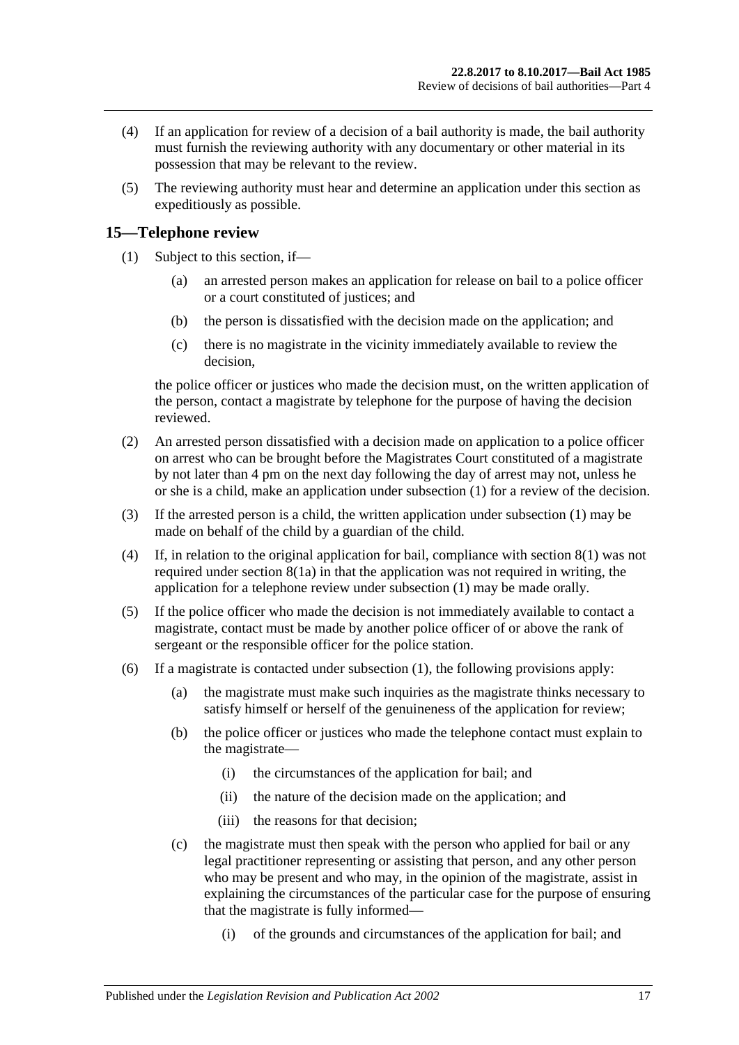(4) If an application for review of a decision of a bail authority is made, the bail authority must furnish the reviewing authority with any documentary or other material in its possession that may be relevant to the review.

(5) The reviewing authority must hear and determine an application under this section as expeditiously as possible.

## 15—Telephone review

(1) Subject to this section, if—

- (a) an arrested person makes an application for release on bail to a police officer or a court constituted of justices; and
- (b) the person is dissatisfied with the decision made on the application; and
- (c) there is no magistrate in the vicinity immediately available to review the decision,

the police officer or justices who made the decision must, on the written application of the person, contact a magistrate by telephone for the purpose of having the decision reviewed.

(2) An arrested person dissatisfied with a decision made on application to a police officer on arrest who can be brought before the Magistrates Court constituted of a magistrate by not later than 4 pm on the next day following the day of arrest may not, unless he or she is a child, make an application under subsection (1) for a review of the decision.

(3) If the arrested person is a child, the written application under subsection (1) may be made on behalf of the child by a guardian of the child.

(4) If, in relation to the original application for bail, compliance with section 8(1) was not required under section 8(1a) in that the application was not required in writing, the application for a telephone review under subsection (1) may be made orally.

(5) If the police officer who made the decision is not immediately available to contact a magistrate, contact must be made by another police officer of or above the rank of sergeant or the responsible officer for the police station.

(6) If a magistrate is contacted under subsection (1), the following provisions apply:

- (a) the magistrate must make such inquiries as the magistrate thinks necessary to satisfy himself or herself of the genuineness of the application for review;
- (b) the police officer or justices who made the telephone contact must explain to the magistrate—
  - (i) the circumstances of the application for bail; and
  - (ii) the nature of the decision made on the application; and
  - (iii) the reasons for that decision;
- (c) the magistrate must then speak with the person who applied for bail or any legal practitioner representing or assisting that person, and any other person who may be present and who may, in the opinion of the magistrate, assist in explaining the circumstances of the particular case for the purpose of ensuring that the magistrate is fully informed—
  - (i) of the grounds and circumstances of the application for bail; and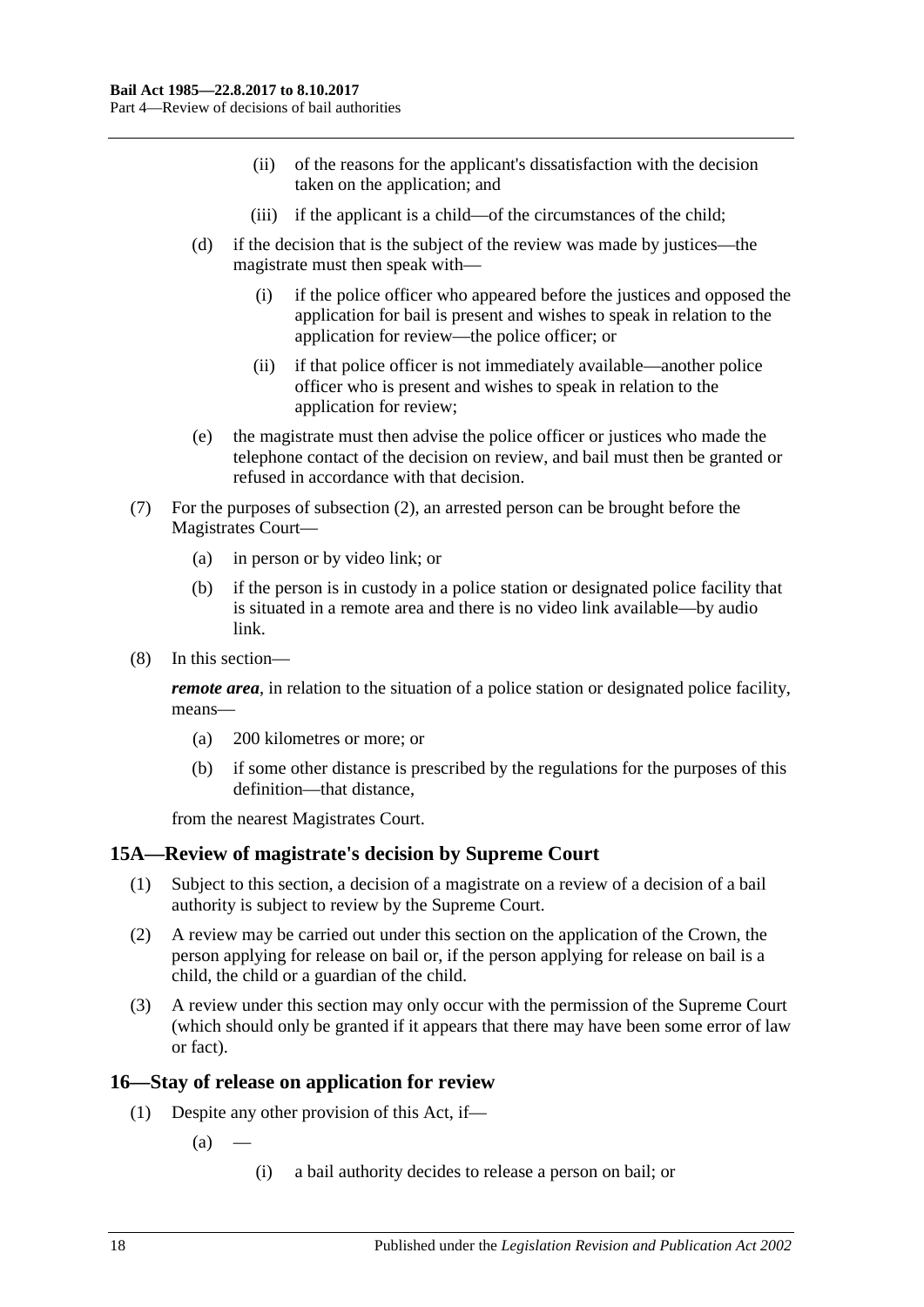(ii) of the reasons for the applicant's dissatisfaction with the decision taken on the application; and

(iii) if the applicant is a child—of the circumstances of the child;

(d) if the decision that is the subject of the review was made by justices—the magistrate must then speak with—

(i) if the police officer who appeared before the justices and opposed the application for bail is present and wishes to speak in relation to the application for review—the police officer; or

(ii) if that police officer is not immediately available—another police officer who is present and wishes to speak in relation to the application for review;

(e) the magistrate must then advise the police officer or justices who made the telephone contact of the decision on review, and bail must then be granted or refused in accordance with that decision.

(7) For the purposes of subsection (2), an arrested person can be brought before the Magistrates Court—

(a) in person or by video link; or

(b) if the person is in custody in a police station or designated police facility that is situated in a remote area and there is no video link available—by audio link.

(8) In this section—

***remote area***, in relation to the situation of a police station or designated police facility, means—

(a) 200 kilometres or more; or

(b) if some other distance is prescribed by the regulations for the purposes of this definition—that distance,

from the nearest Magistrates Court.

## 15A—Review of magistrate's decision by Supreme Court

(1) Subject to this section, a decision of a magistrate on a review of a decision of a bail authority is subject to review by the Supreme Court.

(2) A review may be carried out under this section on the application of the Crown, the person applying for release on bail or, if the person applying for release on bail is a child, the child or a guardian of the child.

(3) A review under this section may only occur with the permission of the Supreme Court (which should only be granted if it appears that there may have been some error of law or fact).

## 16—Stay of release on application for review

(1) Despite any other provision of this Act, if—

(a) —

(i) a bail authority decides to release a person on bail; or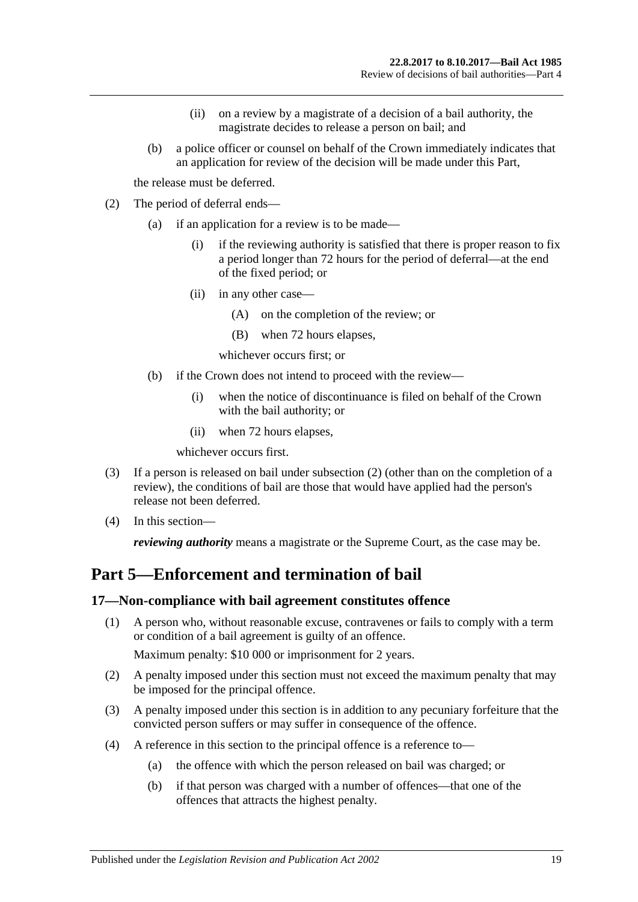(ii) on a review by a magistrate of a decision of a bail authority, the magistrate decides to release a person on bail; and

(b) a police officer or counsel on behalf of the Crown immediately indicates that an application for review of the decision will be made under this Part,

the release must be deferred.

(2) The period of deferral ends—

(a) if an application for a review is to be made—

(i) if the reviewing authority is satisfied that there is proper reason to fix a period longer than 72 hours for the period of deferral—at the end of the fixed period; or

(ii) in any other case—

(A) on the completion of the review; or

(B) when 72 hours elapses,

whichever occurs first; or

(b) if the Crown does not intend to proceed with the review—

(i) when the notice of discontinuance is filed on behalf of the Crown with the bail authority; or

(ii) when 72 hours elapses,

whichever occurs first.

(3) If a person is released on bail under subsection (2) (other than on the completion of a review), the conditions of bail are those that would have applied had the person's release not been deferred.

(4) In this section—

***reviewing authority*** means a magistrate or the Supreme Court, as the case may be.

# Part 5—Enforcement and termination of bail

## 17—Non-compliance with bail agreement constitutes offence

(1) A person who, without reasonable excuse, contravenes or fails to comply with a term or condition of a bail agreement is guilty of an offence.

Maximum penalty: $10 000 or imprisonment for 2 years.

(2) A penalty imposed under this section must not exceed the maximum penalty that may be imposed for the principal offence.

(3) A penalty imposed under this section is in addition to any pecuniary forfeiture that the convicted person suffers or may suffer in consequence of the offence.

(4) A reference in this section to the principal offence is a reference to—

(a) the offence with which the person released on bail was charged; or

(b) if that person was charged with a number of offences—that one of the offences that attracts the highest penalty.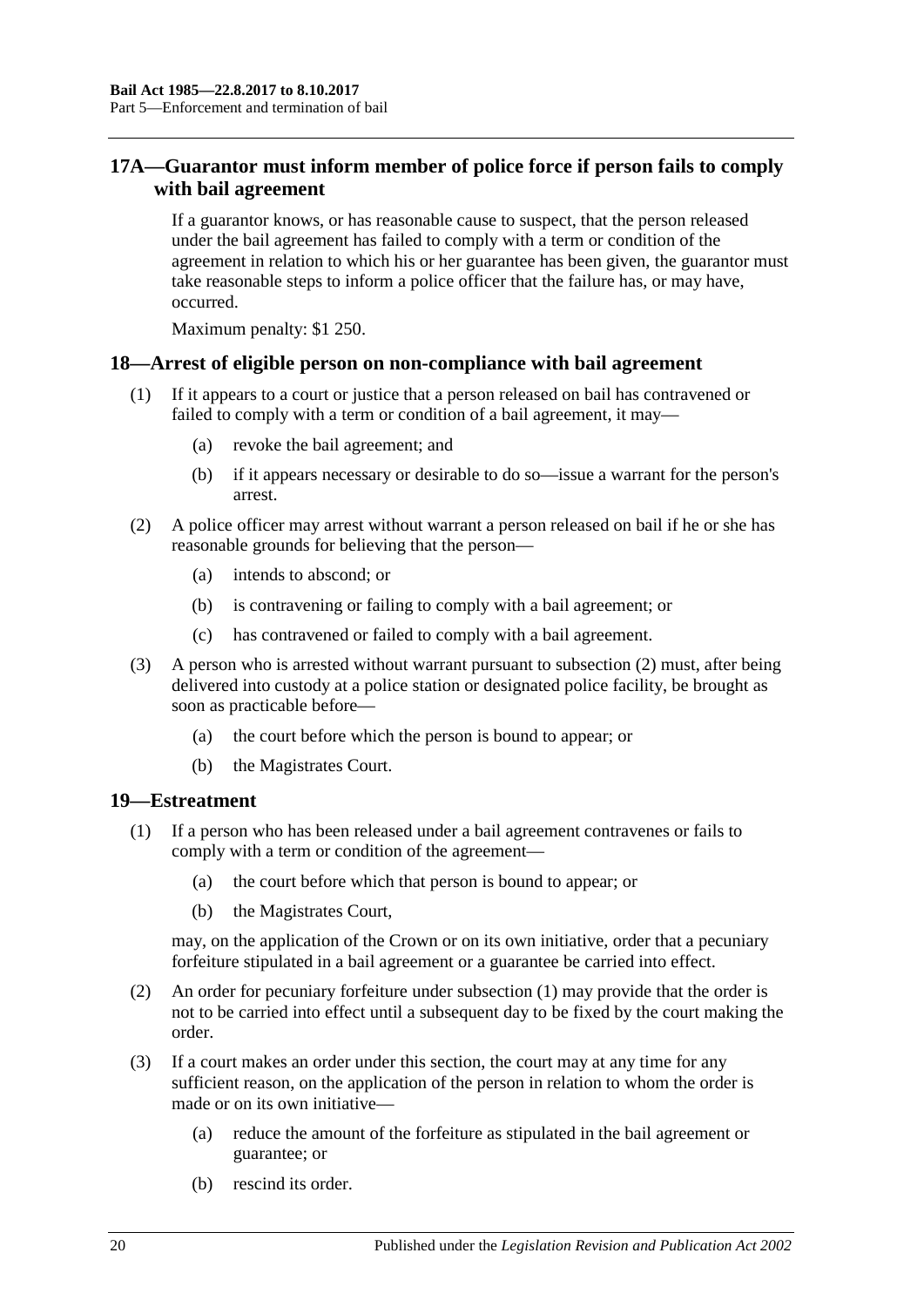## 17A—Guarantor must inform member of police force if person fails to comply with bail agreement

If a guarantor knows, or has reasonable cause to suspect, that the person released under the bail agreement has failed to comply with a term or condition of the agreement in relation to which his or her guarantee has been given, the guarantor must take reasonable steps to inform a police officer that the failure has, or may have, occurred.

Maximum penalty: $1 250.

## 18—Arrest of eligible person on non-compliance with bail agreement

(1) If it appears to a court or justice that a person released on bail has contravened or failed to comply with a term or condition of a bail agreement, it may—

(a) revoke the bail agreement; and

(b) if it appears necessary or desirable to do so—issue a warrant for the person's arrest.

(2) A police officer may arrest without warrant a person released on bail if he or she has reasonable grounds for believing that the person—

(a) intends to abscond; or

(b) is contravening or failing to comply with a bail agreement; or

(c) has contravened or failed to comply with a bail agreement.

(3) A person who is arrested without warrant pursuant to subsection (2) must, after being delivered into custody at a police station or designated police facility, be brought as soon as practicable before—

(a) the court before which the person is bound to appear; or

(b) the Magistrates Court.

## 19—Estreatment

(1) If a person who has been released under a bail agreement contravenes or fails to comply with a term or condition of the agreement—

(a) the court before which that person is bound to appear; or

(b) the Magistrates Court,

may, on the application of the Crown or on its own initiative, order that a pecuniary forfeiture stipulated in a bail agreement or a guarantee be carried into effect.

(2) An order for pecuniary forfeiture under subsection (1) may provide that the order is not to be carried into effect until a subsequent day to be fixed by the court making the order.

(3) If a court makes an order under this section, the court may at any time for any sufficient reason, on the application of the person in relation to whom the order is made or on its own initiative—

(a) reduce the amount of the forfeiture as stipulated in the bail agreement or guarantee; or

(b) rescind its order.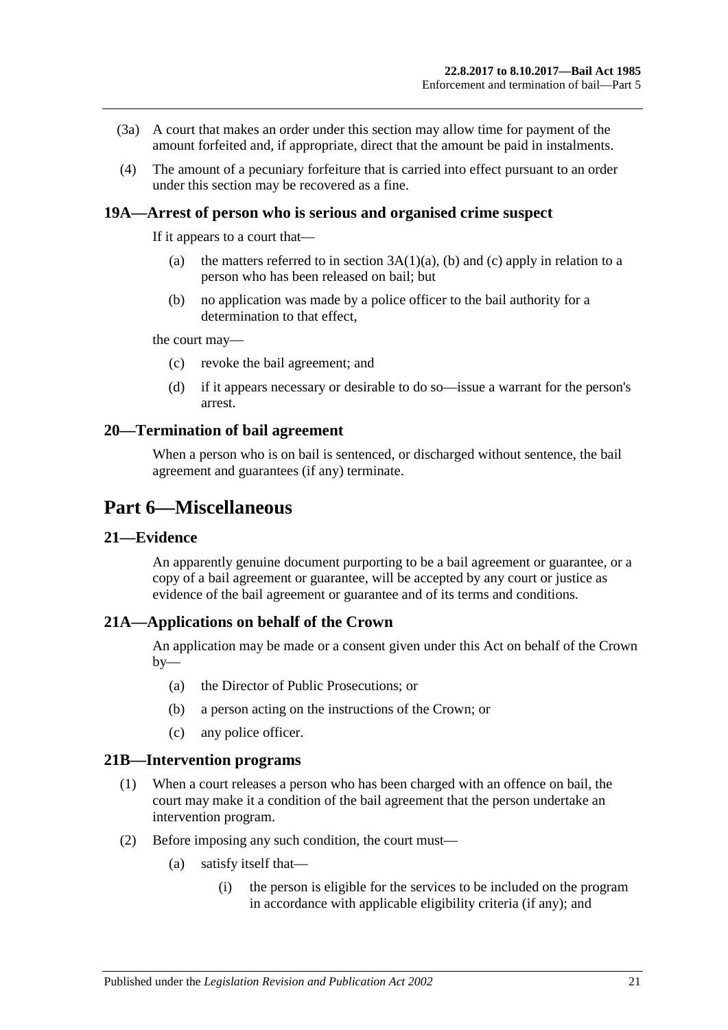(3a) A court that makes an order under this section may allow time for payment of the amount forfeited and, if appropriate, direct that the amount be paid in instalments.

(4) The amount of a pecuniary forfeiture that is carried into effect pursuant to an order under this section may be recovered as a fine.

### 19A—Arrest of person who is serious and organised crime suspect

If it appears to a court that—

(a) the matters referred to in section 3A(1)(a), (b) and (c) apply in relation to a person who has been released on bail; but

(b) no application was made by a police officer to the bail authority for a determination to that effect,

the court may—

(c) revoke the bail agreement; and

(d) if it appears necessary or desirable to do so—issue a warrant for the person's arrest.

### 20—Termination of bail agreement

When a person who is on bail is sentenced, or discharged without sentence, the bail agreement and guarantees (if any) terminate.

## Part 6—Miscellaneous

### 21—Evidence

An apparently genuine document purporting to be a bail agreement or guarantee, or a copy of a bail agreement or guarantee, will be accepted by any court or justice as evidence of the bail agreement or guarantee and of its terms and conditions.

### 21A—Applications on behalf of the Crown

An application may be made or a consent given under this Act on behalf of the Crown by—

(a) the Director of Public Prosecutions; or

(b) a person acting on the instructions of the Crown; or

(c) any police officer.

### 21B—Intervention programs

(1) When a court releases a person who has been charged with an offence on bail, the court may make it a condition of the bail agreement that the person undertake an intervention program.

(2) Before imposing any such condition, the court must—

(a) satisfy itself that—

(i) the person is eligible for the services to be included on the program in accordance with applicable eligibility criteria (if any); and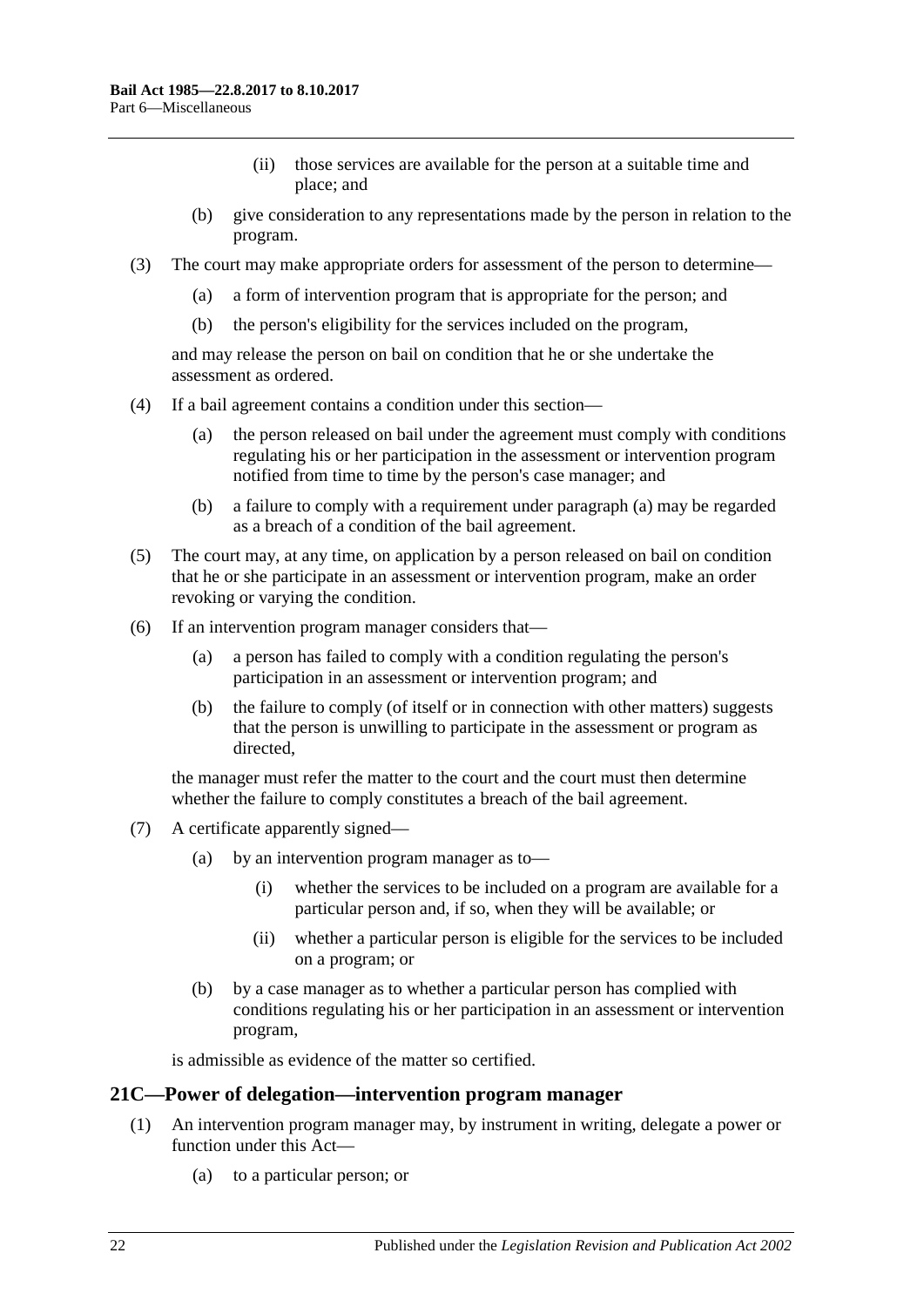(ii) those services are available for the person at a suitable time and place; and

(b) give consideration to any representations made by the person in relation to the program.

(3) The court may make appropriate orders for assessment of the person to determine—

(a) a form of intervention program that is appropriate for the person; and

(b) the person's eligibility for the services included on the program,

and may release the person on bail on condition that he or she undertake the assessment as ordered.

(4) If a bail agreement contains a condition under this section—

(a) the person released on bail under the agreement must comply with conditions regulating his or her participation in the assessment or intervention program notified from time to time by the person's case manager; and

(b) a failure to comply with a requirement under paragraph (a) may be regarded as a breach of a condition of the bail agreement.

(5) The court may, at any time, on application by a person released on bail on condition that he or she participate in an assessment or intervention program, make an order revoking or varying the condition.

(6) If an intervention program manager considers that—

(a) a person has failed to comply with a condition regulating the person's participation in an assessment or intervention program; and

(b) the failure to comply (of itself or in connection with other matters) suggests that the person is unwilling to participate in the assessment or program as directed,

the manager must refer the matter to the court and the court must then determine whether the failure to comply constitutes a breach of the bail agreement.

(7) A certificate apparently signed—

(a) by an intervention program manager as to—

(i) whether the services to be included on a program are available for a particular person and, if so, when they will be available; or

(ii) whether a particular person is eligible for the services to be included on a program; or

(b) by a case manager as to whether a particular person has complied with conditions regulating his or her participation in an assessment or intervention program,

is admissible as evidence of the matter so certified.

## 21C—Power of delegation—intervention program manager

(1) An intervention program manager may, by instrument in writing, delegate a power or function under this Act—

(a) to a particular person; or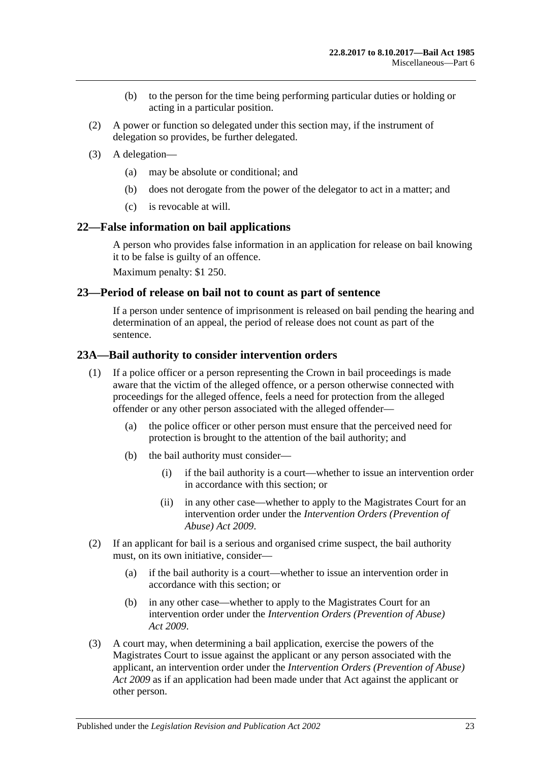(b) to the person for the time being performing particular duties or holding or acting in a particular position.

(2) A power or function so delegated under this section may, if the instrument of delegation so provides, be further delegated.

(3) A delegation—

(a) may be absolute or conditional; and

(b) does not derogate from the power of the delegator to act in a matter; and

(c) is revocable at will.

## 22—False information on bail applications

A person who provides false information in an application for release on bail knowing it to be false is guilty of an offence.

Maximum penalty: $1 250.

## 23—Period of release on bail not to count as part of sentence

If a person under sentence of imprisonment is released on bail pending the hearing and determination of an appeal, the period of release does not count as part of the sentence.

## 23A—Bail authority to consider intervention orders

(1) If a police officer or a person representing the Crown in bail proceedings is made aware that the victim of the alleged offence, or a person otherwise connected with proceedings for the alleged offence, feels a need for protection from the alleged offender or any other person associated with the alleged offender—

(a) the police officer or other person must ensure that the perceived need for protection is brought to the attention of the bail authority; and

(b) the bail authority must consider—

(i) if the bail authority is a court—whether to issue an intervention order in accordance with this section; or

(ii) in any other case—whether to apply to the Magistrates Court for an intervention order under the *Intervention Orders (Prevention of Abuse) Act 2009*.

(2) If an applicant for bail is a serious and organised crime suspect, the bail authority must, on its own initiative, consider—

(a) if the bail authority is a court—whether to issue an intervention order in accordance with this section; or

(b) in any other case—whether to apply to the Magistrates Court for an intervention order under the *Intervention Orders (Prevention of Abuse) Act 2009*.

(3) A court may, when determining a bail application, exercise the powers of the Magistrates Court to issue against the applicant or any person associated with the applicant, an intervention order under the *Intervention Orders (Prevention of Abuse) Act 2009* as if an application had been made under that Act against the applicant or other person.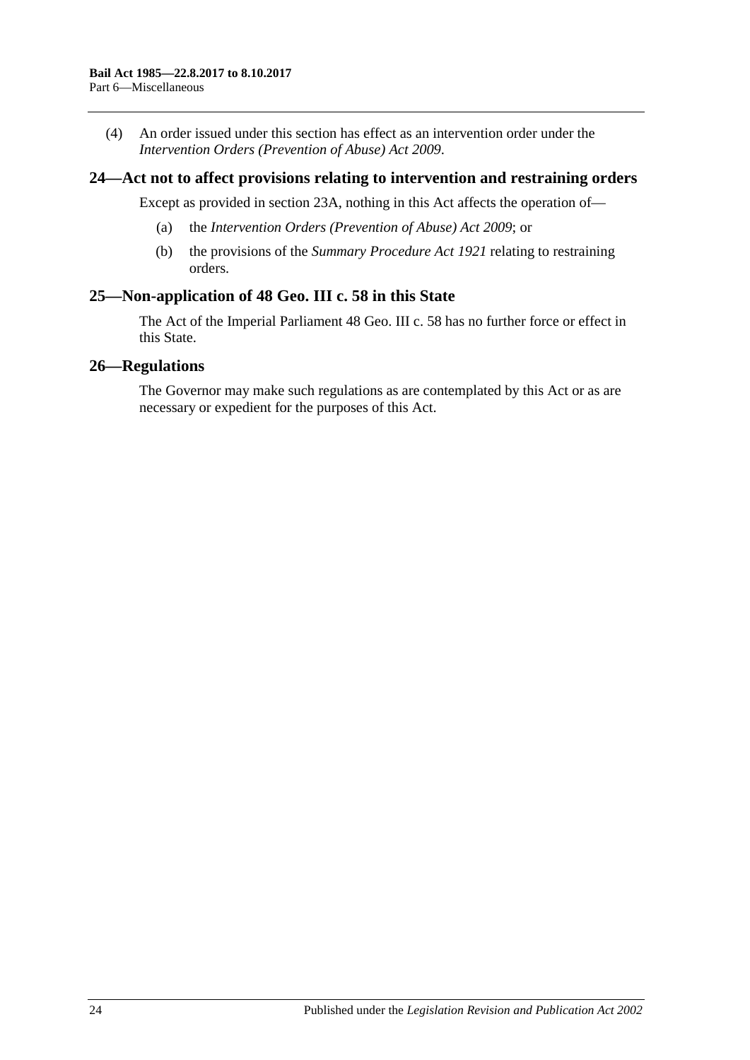(4) An order issued under this section has effect as an intervention order under the *Intervention Orders (Prevention of Abuse) Act 2009*.

## 24—Act not to affect provisions relating to intervention and restraining orders

Except as provided in section 23A, nothing in this Act affects the operation of—

(a) the *Intervention Orders (Prevention of Abuse) Act 2009*; or

(b) the provisions of the *Summary Procedure Act 1921* relating to restraining orders.

## 25—Non-application of 48 Geo. III c. 58 in this State

The Act of the Imperial Parliament 48 Geo. III c. 58 has no further force or effect in this State.

## 26—Regulations

The Governor may make such regulations as are contemplated by this Act or as are necessary or expedient for the purposes of this Act.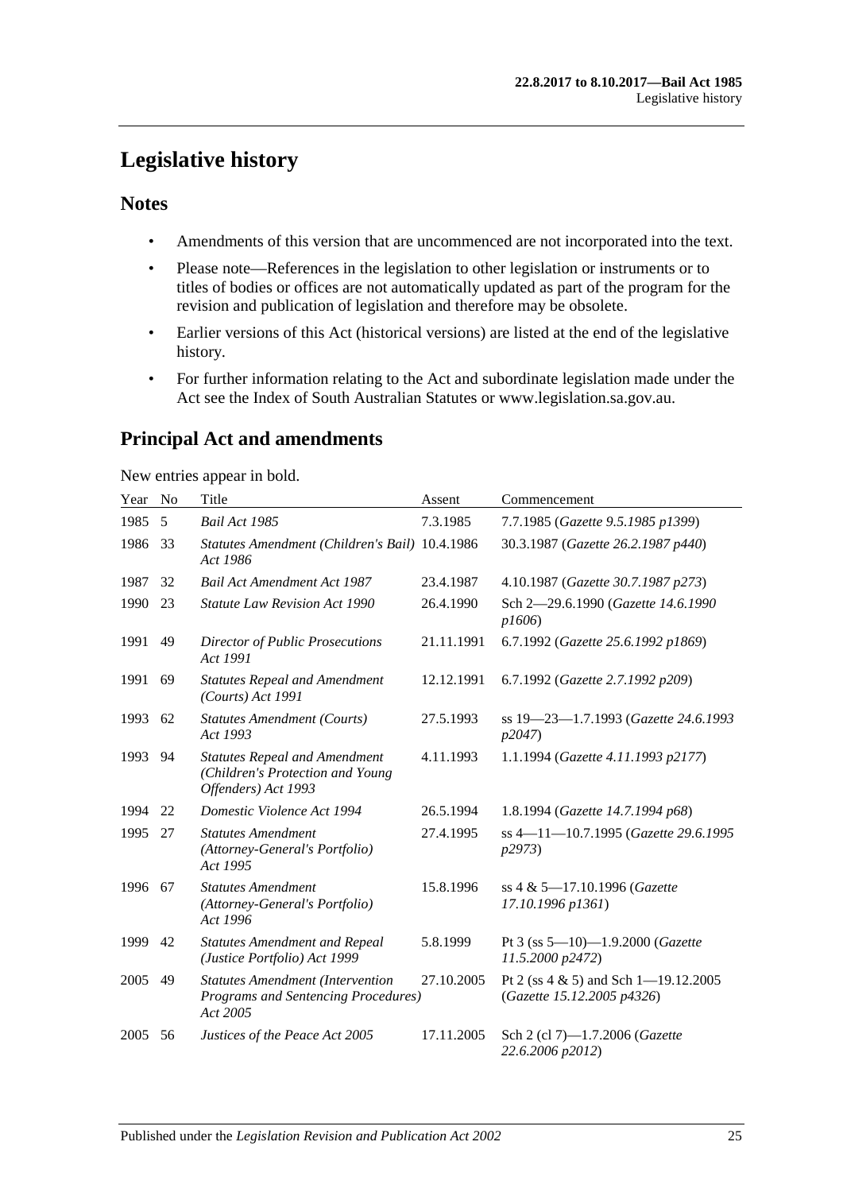# Legislative history

## Notes

- Amendments of this version that are uncommenced are not incorporated into the text.
- Please note—References in the legislation to other legislation or instruments or to titles of bodies or offices are not automatically updated as part of the program for the revision and publication of legislation and therefore may be obsolete.
- Earlier versions of this Act (historical versions) are listed at the end of the legislative history.
- For further information relating to the Act and subordinate legislation made under the Act see the Index of South Australian Statutes or www.legislation.sa.gov.au.

## Principal Act and amendments

New entries appear in bold.

| Year | No | Title | Assent | Commencement |
|---|---|---|---|---|
| 1985 | 5 | *Bail Act 1985* | 7.3.1985 | 7.7.1985 (*Gazette 9.5.1985 p1399*) |
| 1986 | 33 | *Statutes Amendment (Children's Bail) Act 1986* | 10.4.1986 | 30.3.1987 (*Gazette 26.2.1987 p440*) |
| 1987 | 32 | *Bail Act Amendment Act 1987* | 23.4.1987 | 4.10.1987 (*Gazette 30.7.1987 p273*) |
| 1990 | 23 | *Statute Law Revision Act 1990* | 26.4.1990 | Sch 2—29.6.1990 (*Gazette 14.6.1990 p1606*) |
| 1991 | 49 | *Director of Public Prosecutions Act 1991* | 21.11.1991 | 6.7.1992 (*Gazette 25.6.1992 p1869*) |
| 1991 | 69 | *Statutes Repeal and Amendment (Courts) Act 1991* | 12.12.1991 | 6.7.1992 (*Gazette 2.7.1992 p209*) |
| 1993 | 62 | *Statutes Amendment (Courts) Act 1993* | 27.5.1993 | ss 19—23—1.7.1993 (*Gazette 24.6.1993 p2047*) |
| 1993 | 94 | *Statutes Repeal and Amendment (Children's Protection and Young Offenders) Act 1993* | 4.11.1993 | 1.1.1994 (*Gazette 4.11.1993 p2177*) |
| 1994 | 22 | *Domestic Violence Act 1994* | 26.5.1994 | 1.8.1994 (*Gazette 14.7.1994 p68*) |
| 1995 | 27 | *Statutes Amendment (Attorney-General's Portfolio) Act 1995* | 27.4.1995 | ss 4—11—10.7.1995 (*Gazette 29.6.1995 p2973*) |
| 1996 | 67 | *Statutes Amendment (Attorney-General's Portfolio) Act 1996* | 15.8.1996 | ss 4 & 5—17.10.1996 (*Gazette 17.10.1996 p1361*) |
| 1999 | 42 | *Statutes Amendment and Repeal (Justice Portfolio) Act 1999* | 5.8.1999 | Pt 3 (ss 5—10)—1.9.2000 (*Gazette 11.5.2000 p2472*) |
| 2005 | 49 | *Statutes Amendment (Intervention Programs and Sentencing Procedures) Act 2005* | 27.10.2005 | Pt 2 (ss 4 & 5) and Sch 1—19.12.2005 (*Gazette 15.12.2005 p4326*) |
| 2005 | 56 | *Justices of the Peace Act 2005* | 17.11.2005 | Sch 2 (cl 7)—1.7.2006 (*Gazette 22.6.2006 p2012*) |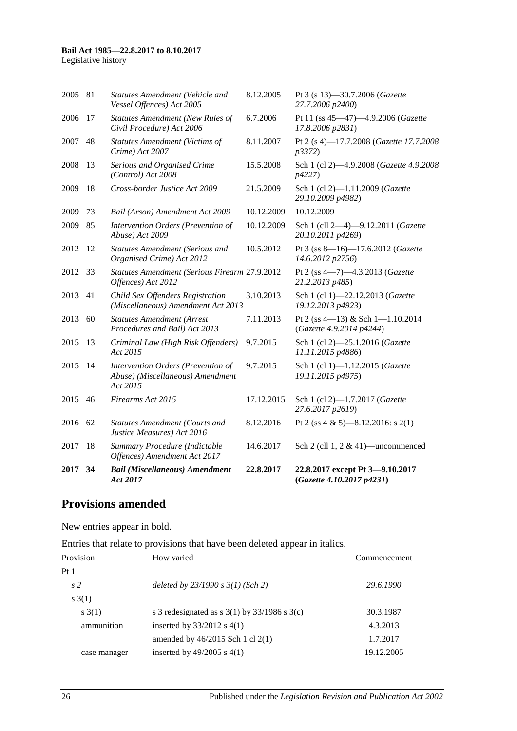| | | | | |
|---|---|---|---|---|
| 2005 | 81 | *Statutes Amendment (Vehicle and Vessel Offences) Act 2005* | 8.12.2005 | Pt 3 (s 13)—30.7.2006 (*Gazette 27.7.2006 p2400*) |
| 2006 | 17 | *Statutes Amendment (New Rules of Civil Procedure) Act 2006* | 6.7.2006 | Pt 11 (ss 45—47)—4.9.2006 (*Gazette 17.8.2006 p2831*) |
| 2007 | 48 | *Statutes Amendment (Victims of Crime) Act 2007* | 8.11.2007 | Pt 2 (s 4)—17.7.2008 (*Gazette 17.7.2008 p3372*) |
| 2008 | 13 | *Serious and Organised Crime (Control) Act 2008* | 15.5.2008 | Sch 1 (cl 2)—4.9.2008 (*Gazette 4.9.2008 p4227*) |
| 2009 | 18 | *Cross-border Justice Act 2009* | 21.5.2009 | Sch 1 (cl 2)—1.11.2009 (*Gazette 29.10.2009 p4982*) |
| 2009 | 73 | *Bail (Arson) Amendment Act 2009* | 10.12.2009 | 10.12.2009 |
| 2009 | 85 | *Intervention Orders (Prevention of Abuse) Act 2009* | 10.12.2009 | Sch 1 (cll 2—4)—9.12.2011 (*Gazette 20.10.2011 p4269*) |
| 2012 | 12 | *Statutes Amendment (Serious and Organised Crime) Act 2012* | 10.5.2012 | Pt 3 (ss 8—16)—17.6.2012 (*Gazette 14.6.2012 p2756*) |
| 2012 | 33 | *Statutes Amendment (Serious Firearm Offences) Act 2012* | 27.9.2012 | Pt 2 (ss 4—7)—4.3.2013 (*Gazette 21.2.2013 p485*) |
| 2013 | 41 | *Child Sex Offenders Registration (Miscellaneous) Amendment Act 2013* | 3.10.2013 | Sch 1 (cl 1)—22.12.2013 (*Gazette 19.12.2013 p4923*) |
| 2013 | 60 | *Statutes Amendment (Arrest Procedures and Bail) Act 2013* | 7.11.2013 | Pt 2 (ss 4—13) & Sch 1—1.10.2014 (*Gazette 4.9.2014 p4244*) |
| 2015 | 13 | *Criminal Law (High Risk Offenders) Act 2015* | 9.7.2015 | Sch 1 (cl 2)—25.1.2016 (*Gazette 11.11.2015 p4886*) |
| 2015 | 14 | *Intervention Orders (Prevention of Abuse) (Miscellaneous) Amendment Act 2015* | 9.7.2015 | Sch 1 (cl 1)—1.12.2015 (*Gazette 19.11.2015 p4975*) |
| 2015 | 46 | *Firearms Act 2015* | 17.12.2015 | Sch 1 (cl 2)—1.7.2017 (*Gazette 27.6.2017 p2619*) |
| 2016 | 62 | *Statutes Amendment (Courts and Justice Measures) Act 2016* | 8.12.2016 | Pt 2 (ss 4 & 5)—8.12.2016: s 2(1) |
| 2017 | 18 | *Summary Procedure (Indictable Offences) Amendment Act 2017* | 14.6.2017 | Sch 2 (cll 1, 2 & 41)—uncommenced |
| **2017** | **34** | ***Bail (Miscellaneous) Amendment Act 2017*** | **22.8.2017** | **22.8.2017 except Pt 3—9.10.2017 (*Gazette 4.10.2017 p4231*)** |

## Provisions amended

New entries appear in bold.

Entries that relate to provisions that have been deleted appear in italics.

| Provision | How varied | Commencement |
|---|---|---|
| Pt 1 | | |
| *s 2* | *deleted by 23/1990 s 3(1) (Sch 2)* | *29.6.1990* |
| s 3(1) | | |
| s 3(1) | s 3 redesignated as s 3(1) by 33/1986 s 3(c) | 30.3.1987 |
| ammunition | inserted by 33/2012 s 4(1) | 4.3.2013 |
| | amended by 46/2015 Sch 1 cl 2(1) | 1.7.2017 |
| case manager | inserted by 49/2005 s 4(1) | 19.12.2005 |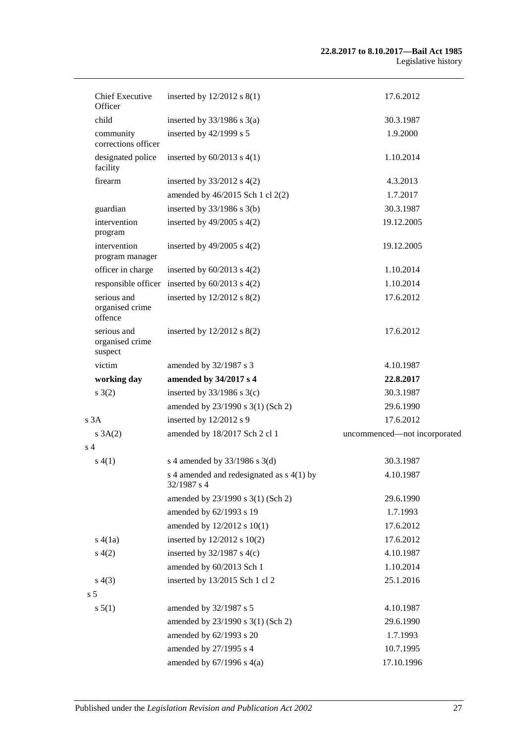| | | |
|---|---|---|
| Chief Executive Officer | inserted by 12/2012 s 8(1) | 17.6.2012 |
| child | inserted by 33/1986 s 3(a) | 30.3.1987 |
| community corrections officer | inserted by 42/1999 s 5 | 1.9.2000 |
| designated police facility | inserted by 60/2013 s 4(1) | 1.10.2014 |
| firearm | inserted by 33/2012 s 4(2) | 4.3.2013 |
| | amended by 46/2015 Sch 1 cl 2(2) | 1.7.2017 |
| guardian | inserted by 33/1986 s 3(b) | 30.3.1987 |
| intervention program | inserted by 49/2005 s 4(2) | 19.12.2005 |
| intervention program manager | inserted by 49/2005 s 4(2) | 19.12.2005 |
| officer in charge | inserted by 60/2013 s 4(2) | 1.10.2014 |
| responsible officer | inserted by 60/2013 s 4(2) | 1.10.2014 |
| serious and organised crime offence | inserted by 12/2012 s 8(2) | 17.6.2012 |
| serious and organised crime suspect | inserted by 12/2012 s 8(2) | 17.6.2012 |
| victim | amended by 32/1987 s 3 | 4.10.1987 |
| **working day** | **amended by 34/2017 s 4** | **22.8.2017** |
| s 3(2) | inserted by 33/1986 s 3(c) | 30.3.1987 |
| | amended by 23/1990 s 3(1) (Sch 2) | 29.6.1990 |
| s 3A | inserted by 12/2012 s 9 | 17.6.2012 |
| s 3A(2) | amended by 18/2017 Sch 2 cl 1 | uncommenced—not incorporated |
| s 4 | | |
| s 4(1) | s 4 amended by 33/1986 s 3(d) | 30.3.1987 |
| | s 4 amended and redesignated as s 4(1) by 32/1987 s 4 | 4.10.1987 |
| | amended by 23/1990 s 3(1) (Sch 2) | 29.6.1990 |
| | amended by 62/1993 s 19 | 1.7.1993 |
| | amended by 12/2012 s 10(1) | 17.6.2012 |
| s 4(1a) | inserted by 12/2012 s 10(2) | 17.6.2012 |
| s 4(2) | inserted by 32/1987 s 4(c) | 4.10.1987 |
| | amended by 60/2013 Sch 1 | 1.10.2014 |
| s 4(3) | inserted by 13/2015 Sch 1 cl 2 | 25.1.2016 |
| s 5 | | |
| s 5(1) | amended by 32/1987 s 5 | 4.10.1987 |
| | amended by 23/1990 s 3(1) (Sch 2) | 29.6.1990 |
| | amended by 62/1993 s 20 | 1.7.1993 |
| | amended by 27/1995 s 4 | 10.7.1995 |
| | amended by 67/1996 s 4(a) | 17.10.1996 |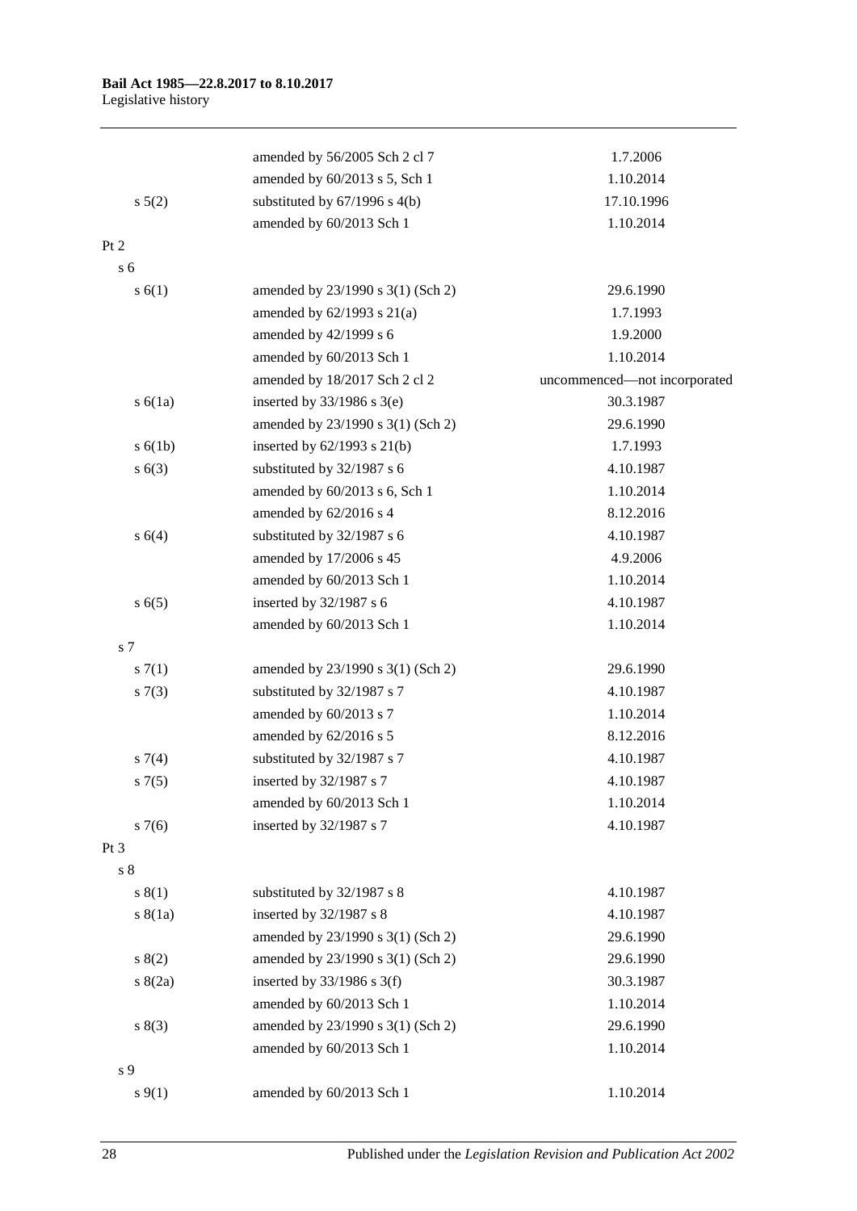| | | |
|---|---|---|
| | amended by 56/2005 Sch 2 cl 7 | 1.7.2006 |
| | amended by 60/2013 s 5, Sch 1 | 1.10.2014 |
| s 5(2) | substituted by 67/1996 s 4(b) | 17.10.1996 |
| | amended by 60/2013 Sch 1 | 1.10.2014 |
| Pt 2 | | |
| s 6 | | |
| s 6(1) | amended by 23/1990 s 3(1) (Sch 2) | 29.6.1990 |
| | amended by 62/1993 s 21(a) | 1.7.1993 |
| | amended by 42/1999 s 6 | 1.9.2000 |
| | amended by 60/2013 Sch 1 | 1.10.2014 |
| | amended by 18/2017 Sch 2 cl 2 | uncommenced—not incorporated |
| s 6(1a) | inserted by 33/1986 s 3(e) | 30.3.1987 |
| | amended by 23/1990 s 3(1) (Sch 2) | 29.6.1990 |
| s 6(1b) | inserted by 62/1993 s 21(b) | 1.7.1993 |
| s 6(3) | substituted by 32/1987 s 6 | 4.10.1987 |
| | amended by 60/2013 s 6, Sch 1 | 1.10.2014 |
| | amended by 62/2016 s 4 | 8.12.2016 |
| s 6(4) | substituted by 32/1987 s 6 | 4.10.1987 |
| | amended by 17/2006 s 45 | 4.9.2006 |
| | amended by 60/2013 Sch 1 | 1.10.2014 |
| s 6(5) | inserted by 32/1987 s 6 | 4.10.1987 |
| | amended by 60/2013 Sch 1 | 1.10.2014 |
| s 7 | | |
| s 7(1) | amended by 23/1990 s 3(1) (Sch 2) | 29.6.1990 |
| s 7(3) | substituted by 32/1987 s 7 | 4.10.1987 |
| | amended by 60/2013 s 7 | 1.10.2014 |
| | amended by 62/2016 s 5 | 8.12.2016 |
| s 7(4) | substituted by 32/1987 s 7 | 4.10.1987 |
| s 7(5) | inserted by 32/1987 s 7 | 4.10.1987 |
| | amended by 60/2013 Sch 1 | 1.10.2014 |
| s 7(6) | inserted by 32/1987 s 7 | 4.10.1987 |
| Pt 3 | | |
| s 8 | | |
| s 8(1) | substituted by 32/1987 s 8 | 4.10.1987 |
| s 8(1a) | inserted by 32/1987 s 8 | 4.10.1987 |
| | amended by 23/1990 s 3(1) (Sch 2) | 29.6.1990 |
| s 8(2) | amended by 23/1990 s 3(1) (Sch 2) | 29.6.1990 |
| s 8(2a) | inserted by 33/1986 s 3(f) | 30.3.1987 |
| | amended by 60/2013 Sch 1 | 1.10.2014 |
| s 8(3) | amended by 23/1990 s 3(1) (Sch 2) | 29.6.1990 |
| | amended by 60/2013 Sch 1 | 1.10.2014 |
| s 9 | | |
| s 9(1) | amended by 60/2013 Sch 1 | 1.10.2014 |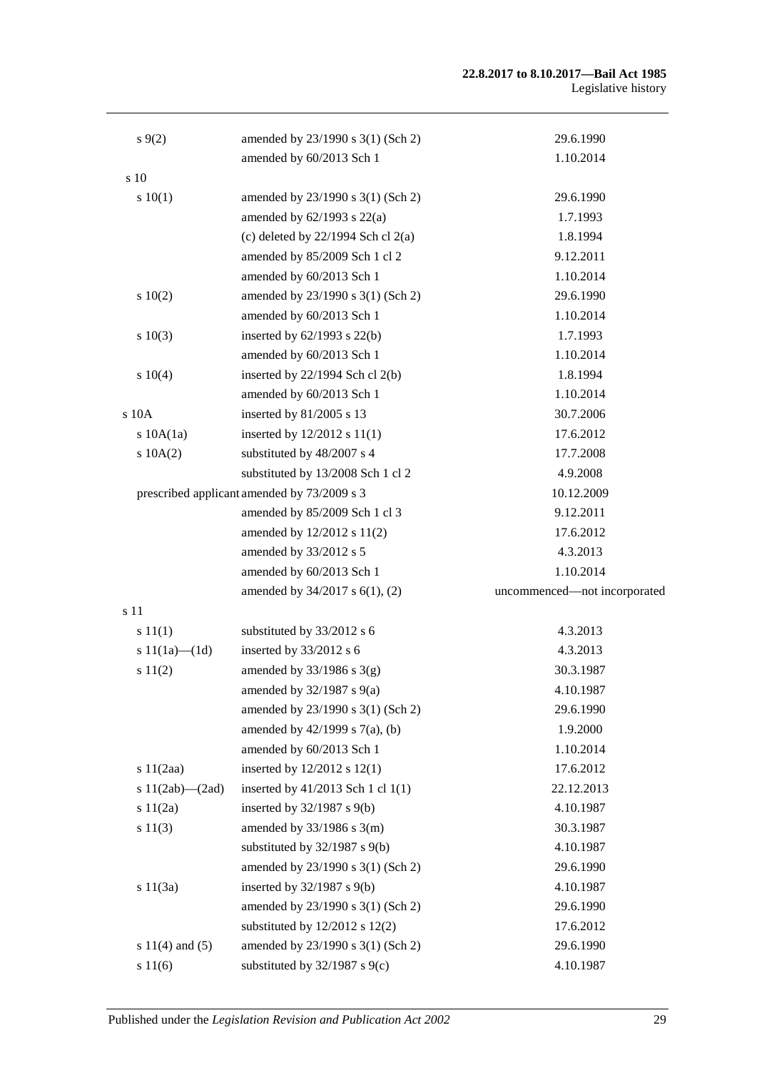| | | |
|---|---|---|
| s 9(2) | amended by 23/1990 s 3(1) (Sch 2) | 29.6.1990 |
| | amended by 60/2013 Sch 1 | 1.10.2014 |
| s 10 | | |
| s 10(1) | amended by 23/1990 s 3(1) (Sch 2) | 29.6.1990 |
| | amended by 62/1993 s 22(a) | 1.7.1993 |
| | (c) deleted by 22/1994 Sch cl 2(a) | 1.8.1994 |
| | amended by 85/2009 Sch 1 cl 2 | 9.12.2011 |
| | amended by 60/2013 Sch 1 | 1.10.2014 |
| s 10(2) | amended by 23/1990 s 3(1) (Sch 2) | 29.6.1990 |
| | amended by 60/2013 Sch 1 | 1.10.2014 |
| s 10(3) | inserted by 62/1993 s 22(b) | 1.7.1993 |
| | amended by 60/2013 Sch 1 | 1.10.2014 |
| s 10(4) | inserted by 22/1994 Sch cl 2(b) | 1.8.1994 |
| | amended by 60/2013 Sch 1 | 1.10.2014 |
| s 10A | inserted by 81/2005 s 13 | 30.7.2006 |
| s 10A(1a) | inserted by 12/2012 s 11(1) | 17.6.2012 |
| s 10A(2) | substituted by 48/2007 s 4 | 17.7.2008 |
| | substituted by 13/2008 Sch 1 cl 2 | 4.9.2008 |
| prescribed applicant | amended by 73/2009 s 3 | 10.12.2009 |
| | amended by 85/2009 Sch 1 cl 3 | 9.12.2011 |
| | amended by 12/2012 s 11(2) | 17.6.2012 |
| | amended by 33/2012 s 5 | 4.3.2013 |
| | amended by 60/2013 Sch 1 | 1.10.2014 |
| | amended by 34/2017 s 6(1), (2) | uncommenced—not incorporated |
| s 11 | | |
| s 11(1) | substituted by 33/2012 s 6 | 4.3.2013 |
| s 11(1a)—(1d) | inserted by 33/2012 s 6 | 4.3.2013 |
| s 11(2) | amended by 33/1986 s 3(g) | 30.3.1987 |
| | amended by 32/1987 s 9(a) | 4.10.1987 |
| | amended by 23/1990 s 3(1) (Sch 2) | 29.6.1990 |
| | amended by 42/1999 s 7(a), (b) | 1.9.2000 |
| | amended by 60/2013 Sch 1 | 1.10.2014 |
| s 11(2aa) | inserted by 12/2012 s 12(1) | 17.6.2012 |
| s 11(2ab)—(2ad) | inserted by 41/2013 Sch 1 cl 1(1) | 22.12.2013 |
| s 11(2a) | inserted by 32/1987 s 9(b) | 4.10.1987 |
| s 11(3) | amended by 33/1986 s 3(m) | 30.3.1987 |
| | substituted by 32/1987 s 9(b) | 4.10.1987 |
| | amended by 23/1990 s 3(1) (Sch 2) | 29.6.1990 |
| s 11(3a) | inserted by 32/1987 s 9(b) | 4.10.1987 |
| | amended by 23/1990 s 3(1) (Sch 2) | 29.6.1990 |
| | substituted by 12/2012 s 12(2) | 17.6.2012 |
| s 11(4) and (5) | amended by 23/1990 s 3(1) (Sch 2) | 29.6.1990 |
| s 11(6) | substituted by 32/1987 s 9(c) | 4.10.1987 |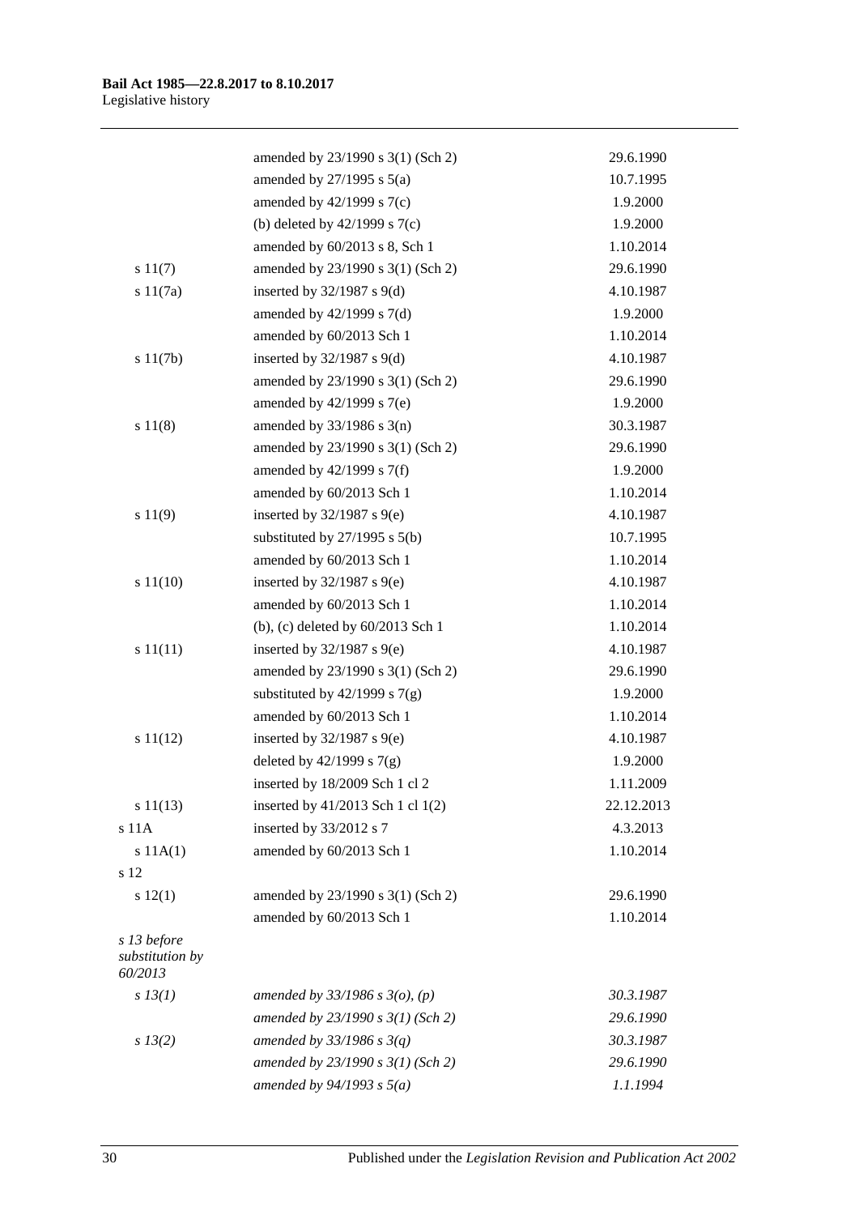| | | |
|---|---|---|
| | amended by 23/1990 s 3(1) (Sch 2) | 29.6.1990 |
| | amended by 27/1995 s 5(a) | 10.7.1995 |
| | amended by 42/1999 s 7(c) | 1.9.2000 |
| | (b) deleted by 42/1999 s 7(c) | 1.9.2000 |
| | amended by 60/2013 s 8, Sch 1 | 1.10.2014 |
| s 11(7) | amended by 23/1990 s 3(1) (Sch 2) | 29.6.1990 |
| s 11(7a) | inserted by 32/1987 s 9(d) | 4.10.1987 |
| | amended by 42/1999 s 7(d) | 1.9.2000 |
| | amended by 60/2013 Sch 1 | 1.10.2014 |
| s 11(7b) | inserted by 32/1987 s 9(d) | 4.10.1987 |
| | amended by 23/1990 s 3(1) (Sch 2) | 29.6.1990 |
| | amended by 42/1999 s 7(e) | 1.9.2000 |
| s 11(8) | amended by 33/1986 s 3(n) | 30.3.1987 |
| | amended by 23/1990 s 3(1) (Sch 2) | 29.6.1990 |
| | amended by 42/1999 s 7(f) | 1.9.2000 |
| | amended by 60/2013 Sch 1 | 1.10.2014 |
| s 11(9) | inserted by 32/1987 s 9(e) | 4.10.1987 |
| | substituted by 27/1995 s 5(b) | 10.7.1995 |
| | amended by 60/2013 Sch 1 | 1.10.2014 |
| s 11(10) | inserted by 32/1987 s 9(e) | 4.10.1987 |
| | amended by 60/2013 Sch 1 | 1.10.2014 |
| | (b), (c) deleted by 60/2013 Sch 1 | 1.10.2014 |
| s 11(11) | inserted by 32/1987 s 9(e) | 4.10.1987 |
| | amended by 23/1990 s 3(1) (Sch 2) | 29.6.1990 |
| | substituted by 42/1999 s 7(g) | 1.9.2000 |
| | amended by 60/2013 Sch 1 | 1.10.2014 |
| s 11(12) | inserted by 32/1987 s 9(e) | 4.10.1987 |
| | deleted by 42/1999 s 7(g) | 1.9.2000 |
| | inserted by 18/2009 Sch 1 cl 2 | 1.11.2009 |
| s 11(13) | inserted by 41/2013 Sch 1 cl 1(2) | 22.12.2013 |
| s 11A | inserted by 33/2012 s 7 | 4.3.2013 |
| s 11A(1) | amended by 60/2013 Sch 1 | 1.10.2014 |
| s 12 | | |
| s 12(1) | amended by 23/1990 s 3(1) (Sch 2) | 29.6.1990 |
| | amended by 60/2013 Sch 1 | 1.10.2014 |
| *s 13 before substitution by 60/2013* | | |
| *s 13(1)* | *amended by 33/1986 s 3(o), (p)* | *30.3.1987* |
| | *amended by 23/1990 s 3(1) (Sch 2)* | *29.6.1990* |
| *s 13(2)* | *amended by 33/1986 s 3(q)* | *30.3.1987* |
| | *amended by 23/1990 s 3(1) (Sch 2)* | *29.6.1990* |
| | *amended by 94/1993 s 5(a)* | *1.1.1994* |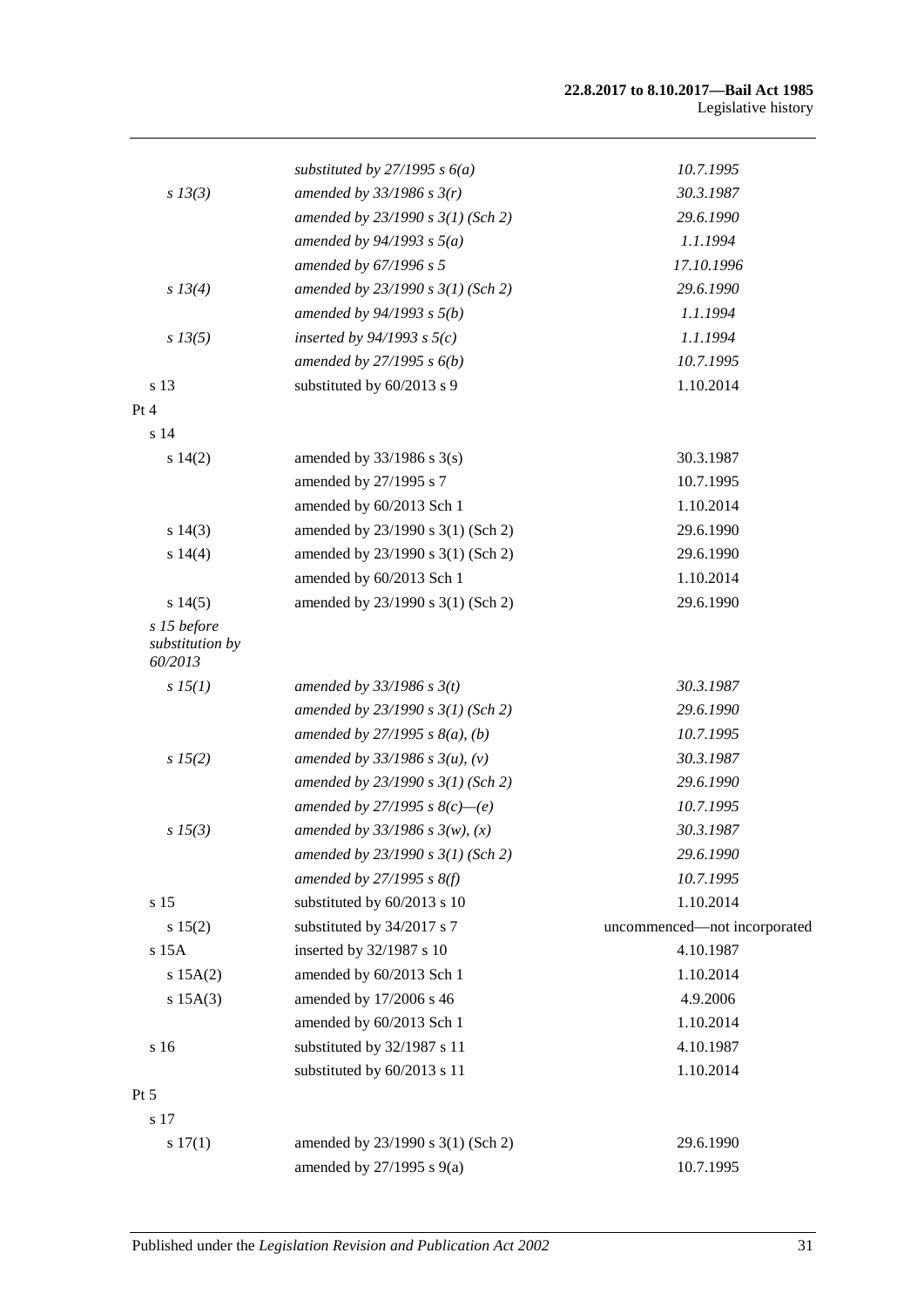| | | |
|---|---|---|
| | *substituted by 27/1995 s 6(a)* | *10.7.1995* |
| *s 13(3)* | *amended by 33/1986 s 3(r)* | *30.3.1987* |
| | *amended by 23/1990 s 3(1) (Sch 2)* | *29.6.1990* |
| | *amended by 94/1993 s 5(a)* | *1.1.1994* |
| | *amended by 67/1996 s 5* | *17.10.1996* |
| *s 13(4)* | *amended by 23/1990 s 3(1) (Sch 2)* | *29.6.1990* |
| | *amended by 94/1993 s 5(b)* | *1.1.1994* |
| *s 13(5)* | *inserted by 94/1993 s 5(c)* | *1.1.1994* |
| | *amended by 27/1995 s 6(b)* | *10.7.1995* |
| s 13 | substituted by 60/2013 s 9 | 1.10.2014 |
| Pt 4 | | |
| s 14 | | |
| s 14(2) | amended by 33/1986 s 3(s) | 30.3.1987 |
| | amended by 27/1995 s 7 | 10.7.1995 |
| | amended by 60/2013 Sch 1 | 1.10.2014 |
| s 14(3) | amended by 23/1990 s 3(1) (Sch 2) | 29.6.1990 |
| s 14(4) | amended by 23/1990 s 3(1) (Sch 2) | 29.6.1990 |
| | amended by 60/2013 Sch 1 | 1.10.2014 |
| s 14(5) | amended by 23/1990 s 3(1) (Sch 2) | 29.6.1990 |
| *s 15 before substitution by 60/2013* | | |
| *s 15(1)* | *amended by 33/1986 s 3(t)* | *30.3.1987* |
| | *amended by 23/1990 s 3(1) (Sch 2)* | *29.6.1990* |
| | *amended by 27/1995 s 8(a), (b)* | *10.7.1995* |
| *s 15(2)* | *amended by 33/1986 s 3(u), (v)* | *30.3.1987* |
| | *amended by 23/1990 s 3(1) (Sch 2)* | *29.6.1990* |
| | *amended by 27/1995 s 8(c)—(e)* | *10.7.1995* |
| *s 15(3)* | *amended by 33/1986 s 3(w), (x)* | *30.3.1987* |
| | *amended by 23/1990 s 3(1) (Sch 2)* | *29.6.1990* |
| | *amended by 27/1995 s 8(f)* | *10.7.1995* |
| s 15 | substituted by 60/2013 s 10 | 1.10.2014 |
| s 15(2) | substituted by 34/2017 s 7 | uncommenced—not incorporated |
| s 15A | inserted by 32/1987 s 10 | 4.10.1987 |
| s 15A(2) | amended by 60/2013 Sch 1 | 1.10.2014 |
| s 15A(3) | amended by 17/2006 s 46 | 4.9.2006 |
| | amended by 60/2013 Sch 1 | 1.10.2014 |
| s 16 | substituted by 32/1987 s 11 | 4.10.1987 |
| | substituted by 60/2013 s 11 | 1.10.2014 |
| Pt 5 | | |
| s 17 | | |
| s 17(1) | amended by 23/1990 s 3(1) (Sch 2) | 29.6.1990 |
| | amended by 27/1995 s 9(a) | 10.7.1995 |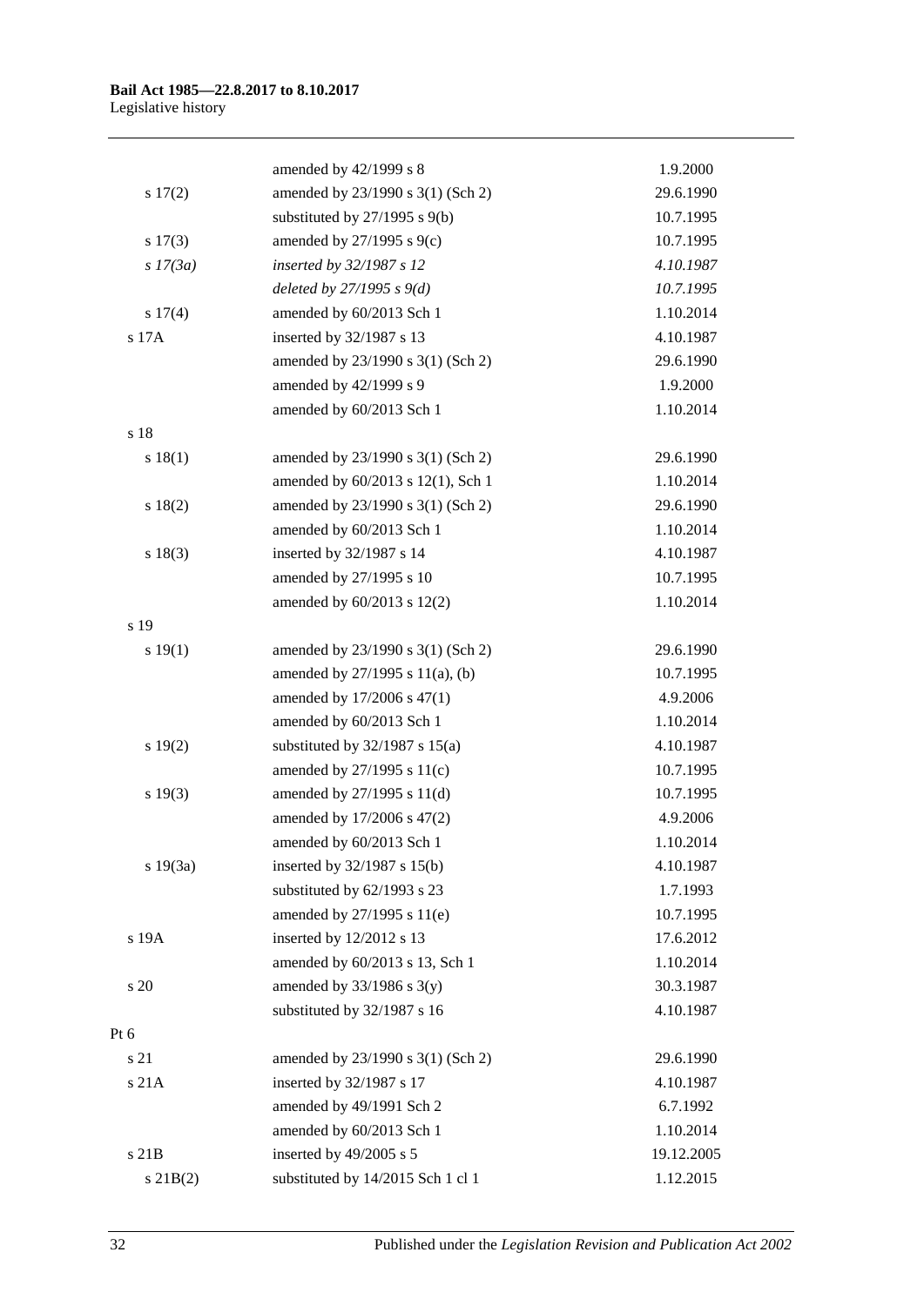| | | |
|---|---|---|
| | amended by 42/1999 s 8 | 1.9.2000 |
| s 17(2) | amended by 23/1990 s 3(1) (Sch 2) | 29.6.1990 |
| | substituted by 27/1995 s 9(b) | 10.7.1995 |
| s 17(3) | amended by 27/1995 s 9(c) | 10.7.1995 |
| *s 17(3a)* | *inserted by 32/1987 s 12* | *4.10.1987* |
| | *deleted by 27/1995 s 9(d)* | *10.7.1995* |
| s 17(4) | amended by 60/2013 Sch 1 | 1.10.2014 |
| s 17A | inserted by 32/1987 s 13 | 4.10.1987 |
| | amended by 23/1990 s 3(1) (Sch 2) | 29.6.1990 |
| | amended by 42/1999 s 9 | 1.9.2000 |
| | amended by 60/2013 Sch 1 | 1.10.2014 |
| s 18 | | |
| s 18(1) | amended by 23/1990 s 3(1) (Sch 2) | 29.6.1990 |
| | amended by 60/2013 s 12(1), Sch 1 | 1.10.2014 |
| s 18(2) | amended by 23/1990 s 3(1) (Sch 2) | 29.6.1990 |
| | amended by 60/2013 Sch 1 | 1.10.2014 |
| s 18(3) | inserted by 32/1987 s 14 | 4.10.1987 |
| | amended by 27/1995 s 10 | 10.7.1995 |
| | amended by 60/2013 s 12(2) | 1.10.2014 |
| s 19 | | |
| s 19(1) | amended by 23/1990 s 3(1) (Sch 2) | 29.6.1990 |
| | amended by 27/1995 s 11(a), (b) | 10.7.1995 |
| | amended by 17/2006 s 47(1) | 4.9.2006 |
| | amended by 60/2013 Sch 1 | 1.10.2014 |
| s 19(2) | substituted by 32/1987 s 15(a) | 4.10.1987 |
| | amended by 27/1995 s 11(c) | 10.7.1995 |
| s 19(3) | amended by 27/1995 s 11(d) | 10.7.1995 |
| | amended by 17/2006 s 47(2) | 4.9.2006 |
| | amended by 60/2013 Sch 1 | 1.10.2014 |
| s 19(3a) | inserted by 32/1987 s 15(b) | 4.10.1987 |
| | substituted by 62/1993 s 23 | 1.7.1993 |
| | amended by 27/1995 s 11(e) | 10.7.1995 |
| s 19A | inserted by 12/2012 s 13 | 17.6.2012 |
| | amended by 60/2013 s 13, Sch 1 | 1.10.2014 |
| s 20 | amended by 33/1986 s 3(y) | 30.3.1987 |
| | substituted by 32/1987 s 16 | 4.10.1987 |
| Pt 6 | | |
| s 21 | amended by 23/1990 s 3(1) (Sch 2) | 29.6.1990 |
| s 21A | inserted by 32/1987 s 17 | 4.10.1987 |
| | amended by 49/1991 Sch 2 | 6.7.1992 |
| | amended by 60/2013 Sch 1 | 1.10.2014 |
| s 21B | inserted by 49/2005 s 5 | 19.12.2005 |
| s 21B(2) | substituted by 14/2015 Sch 1 cl 1 | 1.12.2015 |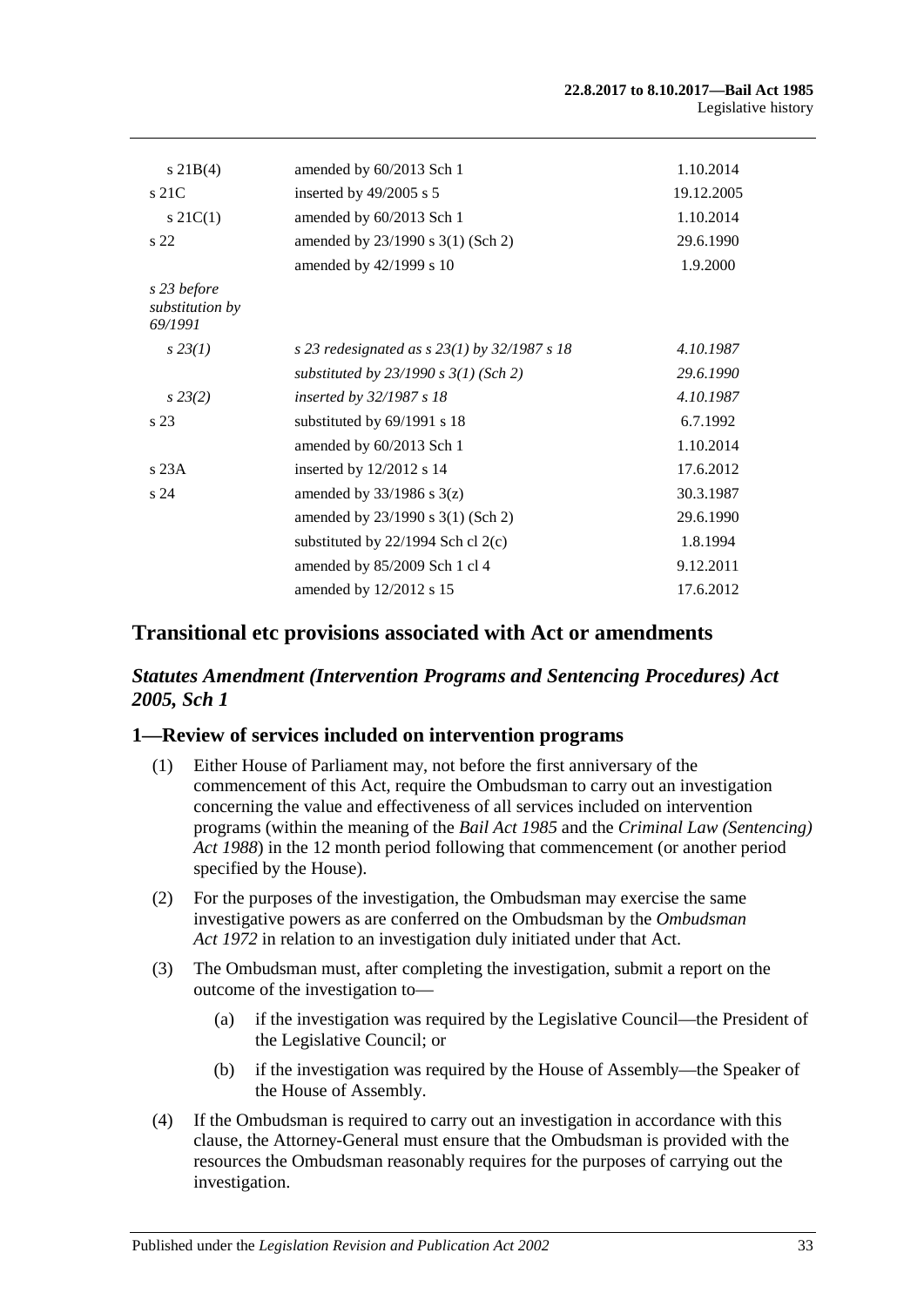| | | |
|---|---|---|
| s 21B(4) | amended by 60/2013 Sch 1 | 1.10.2014 |
| s 21C | inserted by 49/2005 s 5 | 19.12.2005 |
| s 21C(1) | amended by 60/2013 Sch 1 | 1.10.2014 |
| s 22 | amended by 23/1990 s 3(1) (Sch 2) | 29.6.1990 |
| | amended by 42/1999 s 10 | 1.9.2000 |
| *s 23 before substitution by 69/1991* | | |
| *s 23(1)* | *s 23 redesignated as s 23(1) by 32/1987 s 18* | *4.10.1987* |
| | *substituted by 23/1990 s 3(1) (Sch 2)* | *29.6.1990* |
| *s 23(2)* | *inserted by 32/1987 s 18* | *4.10.1987* |
| s 23 | substituted by 69/1991 s 18 | 6.7.1992 |
| | amended by 60/2013 Sch 1 | 1.10.2014 |
| s 23A | inserted by 12/2012 s 14 | 17.6.2012 |
| s 24 | amended by 33/1986 s 3(z) | 30.3.1987 |
| | amended by 23/1990 s 3(1) (Sch 2) | 29.6.1990 |
| | substituted by 22/1994 Sch cl 2(c) | 1.8.1994 |
| | amended by 85/2009 Sch 1 cl 4 | 9.12.2011 |
| | amended by 12/2012 s 15 | 17.6.2012 |

## Transitional etc provisions associated with Act or amendments

### *Statutes Amendment (Intervention Programs and Sentencing Procedures) Act 2005, Sch 1*

### 1—Review of services included on intervention programs

(1) Either House of Parliament may, not before the first anniversary of the commencement of this Act, require the Ombudsman to carry out an investigation concerning the value and effectiveness of all services included on intervention programs (within the meaning of the *Bail Act 1985* and the *Criminal Law (Sentencing) Act 1988*) in the 12 month period following that commencement (or another period specified by the House).

(2) For the purposes of the investigation, the Ombudsman may exercise the same investigative powers as are conferred on the Ombudsman by the *Ombudsman Act 1972* in relation to an investigation duly initiated under that Act.

(3) The Ombudsman must, after completing the investigation, submit a report on the outcome of the investigation to—

(a) if the investigation was required by the Legislative Council—the President of the Legislative Council; or

(b) if the investigation was required by the House of Assembly—the Speaker of the House of Assembly.

(4) If the Ombudsman is required to carry out an investigation in accordance with this clause, the Attorney-General must ensure that the Ombudsman is provided with the resources the Ombudsman reasonably requires for the purposes of carrying out the investigation.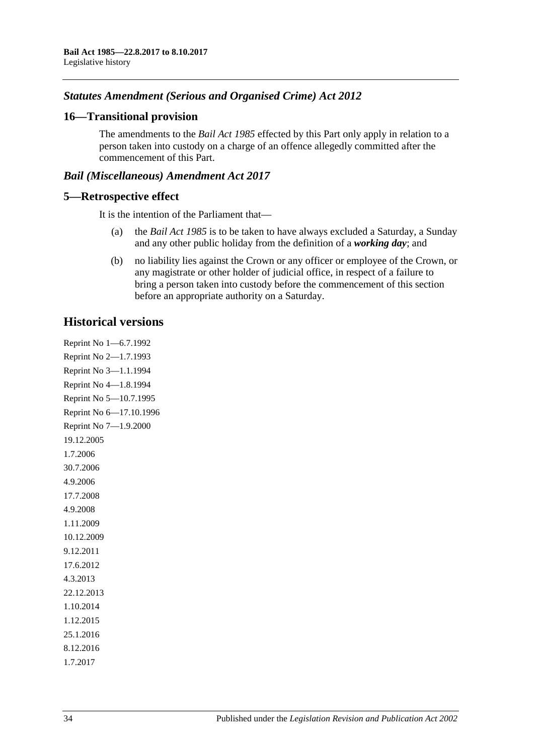### *Statutes Amendment (Serious and Organised Crime) Act 2012*

#### 16—Transitional provision

The amendments to the *Bail Act 1985* effected by this Part only apply in relation to a person taken into custody on a charge of an offence allegedly committed after the commencement of this Part.

### *Bail (Miscellaneous) Amendment Act 2017*

#### 5—Retrospective effect

It is the intention of the Parliament that—

(a) the *Bail Act 1985* is to be taken to have always excluded a Saturday, a Sunday and any other public holiday from the definition of a ***working day***; and

(b) no liability lies against the Crown or any officer or employee of the Crown, or any magistrate or other holder of judicial office, in respect of a failure to bring a person taken into custody before the commencement of this section before an appropriate authority on a Saturday.

## Historical versions

Reprint No 1—6.7.1992
Reprint No 2—1.7.1993
Reprint No 3—1.1.1994
Reprint No 4—1.8.1994
Reprint No 5—10.7.1995
Reprint No 6—17.10.1996
Reprint No 7—1.9.2000
19.12.2005
1.7.2006
30.7.2006
4.9.2006
17.7.2008
4.9.2008
1.11.2009
10.12.2009
9.12.2011
17.6.2012
4.3.2013
22.12.2013
1.10.2014
1.12.2015
25.1.2016
8.12.2016
1.7.2017